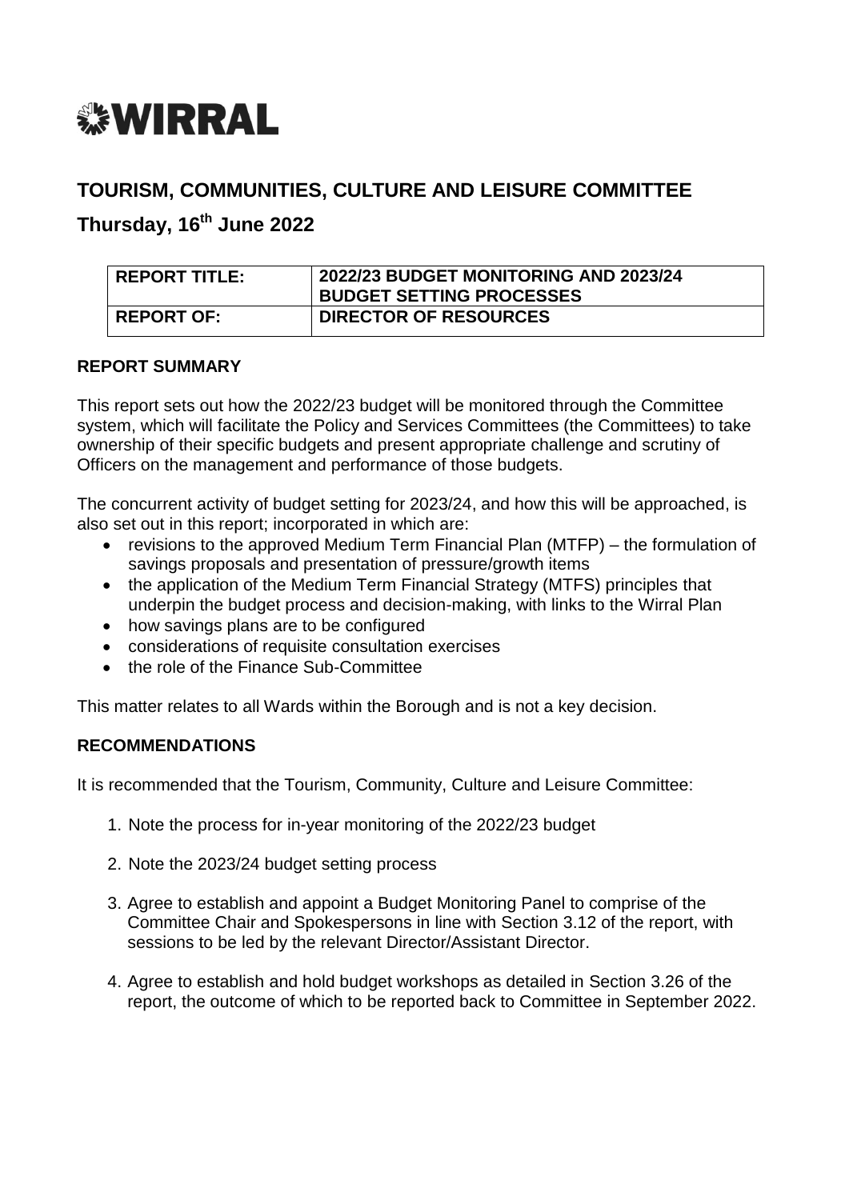# WIRRAL

## TOURISM, COMMUNITIES, CULTURE AND LEISURE COMMITTEE

## Thursday, 16th June 2022

| REPORT TITLE: | 2022/23 BUDGET MONITORING AND 2023/24 BUDGET SETTING PROCESSES |
|---|---|
| REPORT OF: | DIRECTOR OF RESOURCES |

### REPORT SUMMARY

This report sets out how the 2022/23 budget will be monitored through the Committee system, which will facilitate the Policy and Services Committees (the Committees) to take ownership of their specific budgets and present appropriate challenge and scrutiny of Officers on the management and performance of those budgets.

The concurrent activity of budget setting for 2023/24, and how this will be approached, is also set out in this report; incorporated in which are:

- revisions to the approved Medium Term Financial Plan (MTFP) – the formulation of savings proposals and presentation of pressure/growth items
- the application of the Medium Term Financial Strategy (MTFS) principles that underpin the budget process and decision-making, with links to the Wirral Plan
- how savings plans are to be configured
- considerations of requisite consultation exercises
- the role of the Finance Sub-Committee

This matter relates to all Wards within the Borough and is not a key decision.

### RECOMMENDATIONS

It is recommended that the Tourism, Community, Culture and Leisure Committee:

1. Note the process for in-year monitoring of the 2022/23 budget
2. Note the 2023/24 budget setting process
3. Agree to establish and appoint a Budget Monitoring Panel to comprise of the Committee Chair and Spokespersons in line with Section 3.12 of the report, with sessions to be led by the relevant Director/Assistant Director.
4. Agree to establish and hold budget workshops as detailed in Section 3.26 of the report, the outcome of which to be reported back to Committee in September 2022.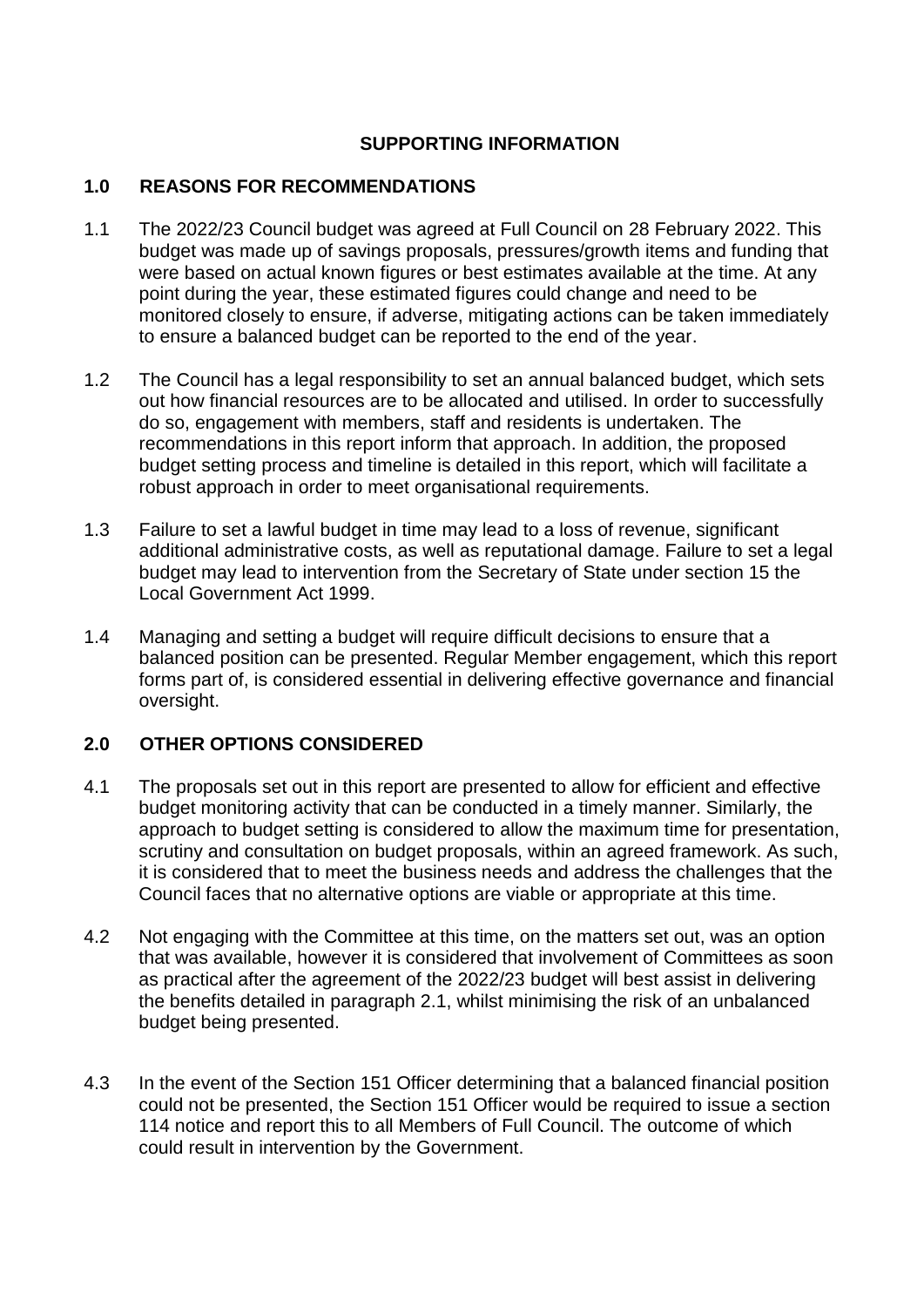# SUPPORTING INFORMATION

## 1.0 REASONS FOR RECOMMENDATIONS

1.1 The 2022/23 Council budget was agreed at Full Council on 28 February 2022. This budget was made up of savings proposals, pressures/growth items and funding that were based on actual known figures or best estimates available at the time. At any point during the year, these estimated figures could change and need to be monitored closely to ensure, if adverse, mitigating actions can be taken immediately to ensure a balanced budget can be reported to the end of the year.

1.2 The Council has a legal responsibility to set an annual balanced budget, which sets out how financial resources are to be allocated and utilised. In order to successfully do so, engagement with members, staff and residents is undertaken. The recommendations in this report inform that approach. In addition, the proposed budget setting process and timeline is detailed in this report, which will facilitate a robust approach in order to meet organisational requirements.

1.3 Failure to set a lawful budget in time may lead to a loss of revenue, significant additional administrative costs, as well as reputational damage. Failure to set a legal budget may lead to intervention from the Secretary of State under section 15 the Local Government Act 1999.

1.4 Managing and setting a budget will require difficult decisions to ensure that a balanced position can be presented. Regular Member engagement, which this report forms part of, is considered essential in delivering effective governance and financial oversight.

## 2.0 OTHER OPTIONS CONSIDERED

4.1 The proposals set out in this report are presented to allow for efficient and effective budget monitoring activity that can be conducted in a timely manner. Similarly, the approach to budget setting is considered to allow the maximum time for presentation, scrutiny and consultation on budget proposals, within an agreed framework. As such, it is considered that to meet the business needs and address the challenges that the Council faces that no alternative options are viable or appropriate at this time.

4.2 Not engaging with the Committee at this time, on the matters set out, was an option that was available, however it is considered that involvement of Committees as soon as practical after the agreement of the 2022/23 budget will best assist in delivering the benefits detailed in paragraph 2.1, whilst minimising the risk of an unbalanced budget being presented.

4.3 In the event of the Section 151 Officer determining that a balanced financial position could not be presented, the Section 151 Officer would be required to issue a section 114 notice and report this to all Members of Full Council. The outcome of which could result in intervention by the Government.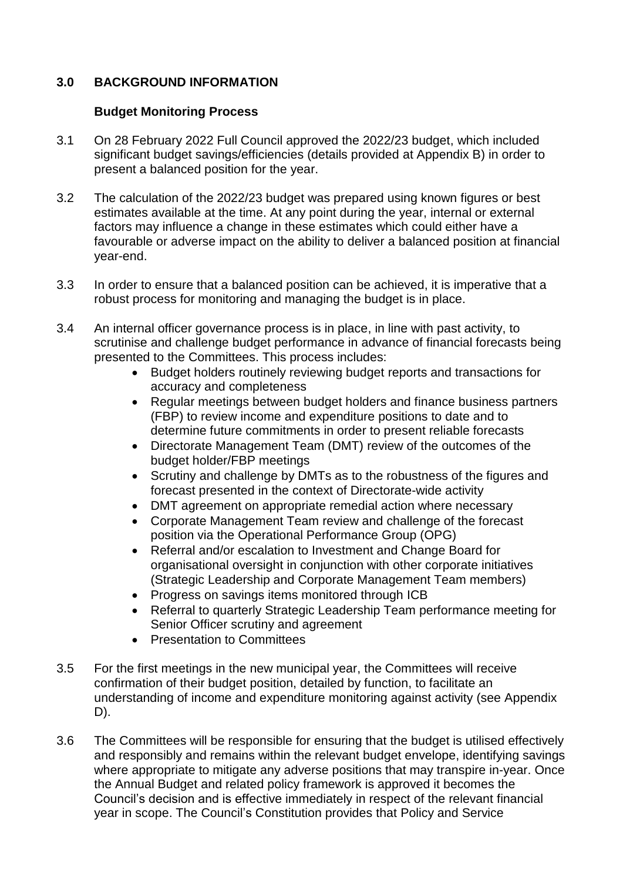## 3.0 BACKGROUND INFORMATION

### Budget Monitoring Process

3.1 On 28 February 2022 Full Council approved the 2022/23 budget, which included significant budget savings/efficiencies (details provided at Appendix B) in order to present a balanced position for the year.

3.2 The calculation of the 2022/23 budget was prepared using known figures or best estimates available at the time. At any point during the year, internal or external factors may influence a change in these estimates which could either have a favourable or adverse impact on the ability to deliver a balanced position at financial year-end.

3.3 In order to ensure that a balanced position can be achieved, it is imperative that a robust process for monitoring and managing the budget is in place.

3.4 An internal officer governance process is in place, in line with past activity, to scrutinise and challenge budget performance in advance of financial forecasts being presented to the Committees. This process includes:

- Budget holders routinely reviewing budget reports and transactions for accuracy and completeness
- Regular meetings between budget holders and finance business partners (FBP) to review income and expenditure positions to date and to determine future commitments in order to present reliable forecasts
- Directorate Management Team (DMT) review of the outcomes of the budget holder/FBP meetings
- Scrutiny and challenge by DMTs as to the robustness of the figures and forecast presented in the context of Directorate-wide activity
- DMT agreement on appropriate remedial action where necessary
- Corporate Management Team review and challenge of the forecast position via the Operational Performance Group (OPG)
- Referral and/or escalation to Investment and Change Board for organisational oversight in conjunction with other corporate initiatives (Strategic Leadership and Corporate Management Team members)
- Progress on savings items monitored through ICB
- Referral to quarterly Strategic Leadership Team performance meeting for Senior Officer scrutiny and agreement
- Presentation to Committees

3.5 For the first meetings in the new municipal year, the Committees will receive confirmation of their budget position, detailed by function, to facilitate an understanding of income and expenditure monitoring against activity (see Appendix D).

3.6 The Committees will be responsible for ensuring that the budget is utilised effectively and responsibly and remains within the relevant budget envelope, identifying savings where appropriate to mitigate any adverse positions that may transpire in-year. Once the Annual Budget and related policy framework is approved it becomes the Council's decision and is effective immediately in respect of the relevant financial year in scope. The Council's Constitution provides that Policy and Service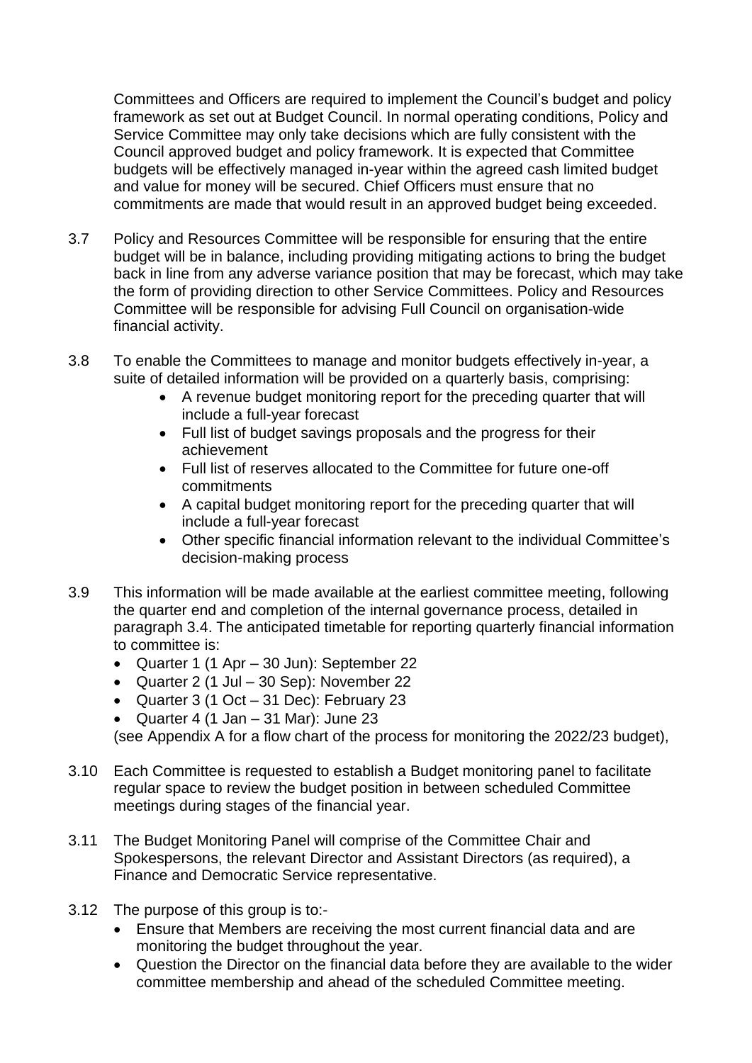Committees and Officers are required to implement the Council's budget and policy framework as set out at Budget Council. In normal operating conditions, Policy and Service Committee may only take decisions which are fully consistent with the Council approved budget and policy framework. It is expected that Committee budgets will be effectively managed in-year within the agreed cash limited budget and value for money will be secured. Chief Officers must ensure that no commitments are made that would result in an approved budget being exceeded.

3.7 Policy and Resources Committee will be responsible for ensuring that the entire budget will be in balance, including providing mitigating actions to bring the budget back in line from any adverse variance position that may be forecast, which may take the form of providing direction to other Service Committees. Policy and Resources Committee will be responsible for advising Full Council on organisation-wide financial activity.

3.8 To enable the Committees to manage and monitor budgets effectively in-year, a suite of detailed information will be provided on a quarterly basis, comprising:

- A revenue budget monitoring report for the preceding quarter that will include a full-year forecast
- Full list of budget savings proposals and the progress for their achievement
- Full list of reserves allocated to the Committee for future one-off commitments
- A capital budget monitoring report for the preceding quarter that will include a full-year forecast
- Other specific financial information relevant to the individual Committee's decision-making process

3.9 This information will be made available at the earliest committee meeting, following the quarter end and completion of the internal governance process, detailed in paragraph 3.4. The anticipated timetable for reporting quarterly financial information to committee is:

- Quarter 1 (1 Apr – 30 Jun): September 22
- Quarter 2 (1 Jul – 30 Sep): November 22
- Quarter 3 (1 Oct – 31 Dec): February 23
- Quarter 4 (1 Jan – 31 Mar): June 23

(see Appendix A for a flow chart of the process for monitoring the 2022/23 budget),

3.10 Each Committee is requested to establish a Budget monitoring panel to facilitate regular space to review the budget position in between scheduled Committee meetings during stages of the financial year.

3.11 The Budget Monitoring Panel will comprise of the Committee Chair and Spokespersons, the relevant Director and Assistant Directors (as required), a Finance and Democratic Service representative.

3.12 The purpose of this group is to:-

- Ensure that Members are receiving the most current financial data and are monitoring the budget throughout the year.
- Question the Director on the financial data before they are available to the wider committee membership and ahead of the scheduled Committee meeting.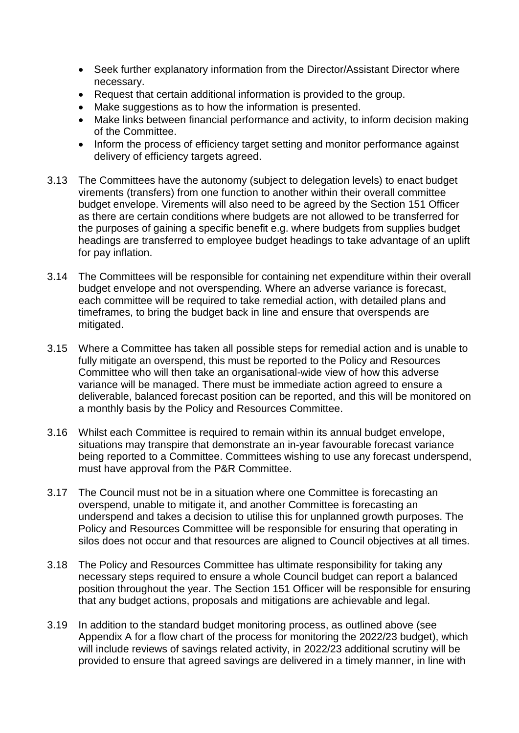- Seek further explanatory information from the Director/Assistant Director where necessary.
- Request that certain additional information is provided to the group.
- Make suggestions as to how the information is presented.
- Make links between financial performance and activity, to inform decision making of the Committee.
- Inform the process of efficiency target setting and monitor performance against delivery of efficiency targets agreed.

3.13 The Committees have the autonomy (subject to delegation levels) to enact budget virements (transfers) from one function to another within their overall committee budget envelope. Virements will also need to be agreed by the Section 151 Officer as there are certain conditions where budgets are not allowed to be transferred for the purposes of gaining a specific benefit e.g. where budgets from supplies budget headings are transferred to employee budget headings to take advantage of an uplift for pay inflation.

3.14 The Committees will be responsible for containing net expenditure within their overall budget envelope and not overspending. Where an adverse variance is forecast, each committee will be required to take remedial action, with detailed plans and timeframes, to bring the budget back in line and ensure that overspends are mitigated.

3.15 Where a Committee has taken all possible steps for remedial action and is unable to fully mitigate an overspend, this must be reported to the Policy and Resources Committee who will then take an organisational-wide view of how this adverse variance will be managed. There must be immediate action agreed to ensure a deliverable, balanced forecast position can be reported, and this will be monitored on a monthly basis by the Policy and Resources Committee.

3.16 Whilst each Committee is required to remain within its annual budget envelope, situations may transpire that demonstrate an in-year favourable forecast variance being reported to a Committee. Committees wishing to use any forecast underspend, must have approval from the P&R Committee.

3.17 The Council must not be in a situation where one Committee is forecasting an overspend, unable to mitigate it, and another Committee is forecasting an underspend and takes a decision to utilise this for unplanned growth purposes. The Policy and Resources Committee will be responsible for ensuring that operating in silos does not occur and that resources are aligned to Council objectives at all times.

3.18 The Policy and Resources Committee has ultimate responsibility for taking any necessary steps required to ensure a whole Council budget can report a balanced position throughout the year. The Section 151 Officer will be responsible for ensuring that any budget actions, proposals and mitigations are achievable and legal.

3.19 In addition to the standard budget monitoring process, as outlined above (see Appendix A for a flow chart of the process for monitoring the 2022/23 budget), which will include reviews of savings related activity, in 2022/23 additional scrutiny will be provided to ensure that agreed savings are delivered in a timely manner, in line with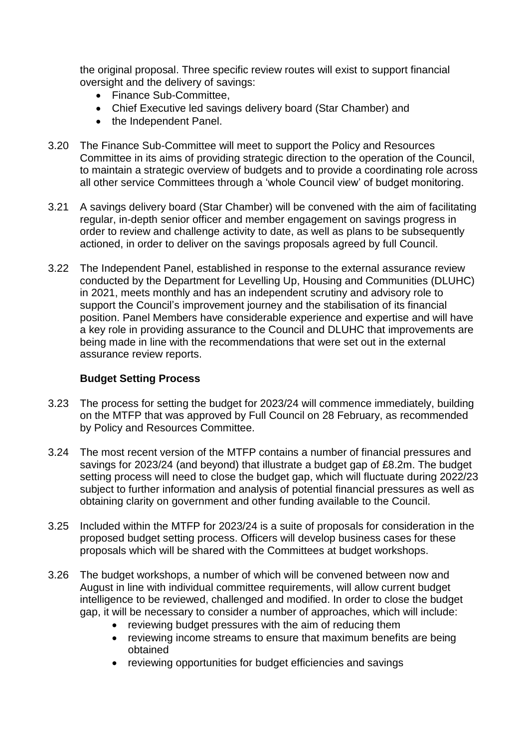the original proposal. Three specific review routes will exist to support financial oversight and the delivery of savings:

- Finance Sub-Committee,
- Chief Executive led savings delivery board (Star Chamber) and
- the Independent Panel.

3.20 The Finance Sub-Committee will meet to support the Policy and Resources Committee in its aims of providing strategic direction to the operation of the Council, to maintain a strategic overview of budgets and to provide a coordinating role across all other service Committees through a 'whole Council view' of budget monitoring.

3.21 A savings delivery board (Star Chamber) will be convened with the aim of facilitating regular, in-depth senior officer and member engagement on savings progress in order to review and challenge activity to date, as well as plans to be subsequently actioned, in order to deliver on the savings proposals agreed by full Council.

3.22 The Independent Panel, established in response to the external assurance review conducted by the Department for Levelling Up, Housing and Communities (DLUHC) in 2021, meets monthly and has an independent scrutiny and advisory role to support the Council's improvement journey and the stabilisation of its financial position. Panel Members have considerable experience and expertise and will have a key role in providing assurance to the Council and DLUHC that improvements are being made in line with the recommendations that were set out in the external assurance review reports.

**Budget Setting Process**

3.23 The process for setting the budget for 2023/24 will commence immediately, building on the MTFP that was approved by Full Council on 28 February, as recommended by Policy and Resources Committee.

3.24 The most recent version of the MTFP contains a number of financial pressures and savings for 2023/24 (and beyond) that illustrate a budget gap of £8.2m. The budget setting process will need to close the budget gap, which will fluctuate during 2022/23 subject to further information and analysis of potential financial pressures as well as obtaining clarity on government and other funding available to the Council.

3.25 Included within the MTFP for 2023/24 is a suite of proposals for consideration in the proposed budget setting process. Officers will develop business cases for these proposals which will be shared with the Committees at budget workshops.

3.26 The budget workshops, a number of which will be convened between now and August in line with individual committee requirements, will allow current budget intelligence to be reviewed, challenged and modified. In order to close the budget gap, it will be necessary to consider a number of approaches, which will include:

- reviewing budget pressures with the aim of reducing them
- reviewing income streams to ensure that maximum benefits are being obtained
- reviewing opportunities for budget efficiencies and savings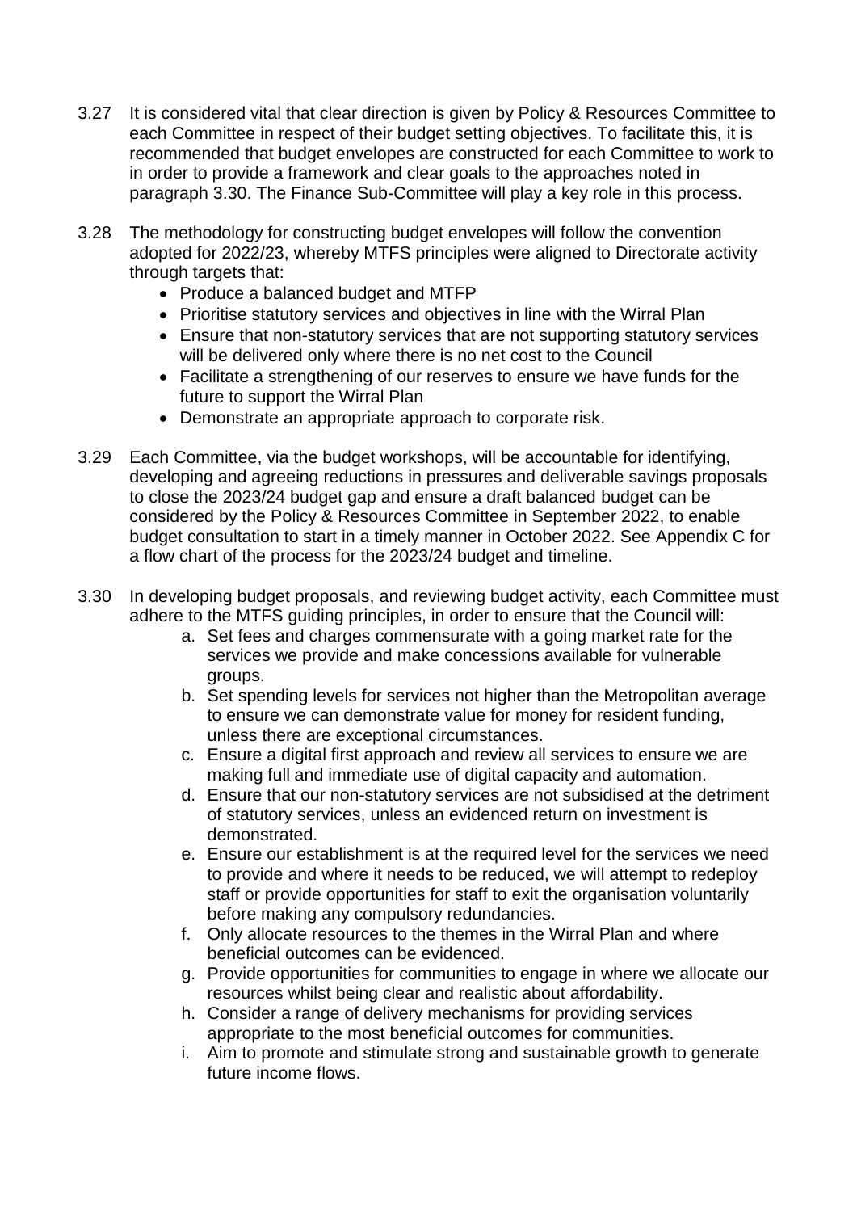3.27 It is considered vital that clear direction is given by Policy & Resources Committee to each Committee in respect of their budget setting objectives. To facilitate this, it is recommended that budget envelopes are constructed for each Committee to work to in order to provide a framework and clear goals to the approaches noted in paragraph 3.30. The Finance Sub-Committee will play a key role in this process.

3.28 The methodology for constructing budget envelopes will follow the convention adopted for 2022/23, whereby MTFS principles were aligned to Directorate activity through targets that:

- Produce a balanced budget and MTFP
- Prioritise statutory services and objectives in line with the Wirral Plan
- Ensure that non-statutory services that are not supporting statutory services will be delivered only where there is no net cost to the Council
- Facilitate a strengthening of our reserves to ensure we have funds for the future to support the Wirral Plan
- Demonstrate an appropriate approach to corporate risk.

3.29 Each Committee, via the budget workshops, will be accountable for identifying, developing and agreeing reductions in pressures and deliverable savings proposals to close the 2023/24 budget gap and ensure a draft balanced budget can be considered by the Policy & Resources Committee in September 2022, to enable budget consultation to start in a timely manner in October 2022. See Appendix C for a flow chart of the process for the 2023/24 budget and timeline.

3.30 In developing budget proposals, and reviewing budget activity, each Committee must adhere to the MTFS guiding principles, in order to ensure that the Council will:

a. Set fees and charges commensurate with a going market rate for the services we provide and make concessions available for vulnerable groups.
b. Set spending levels for services not higher than the Metropolitan average to ensure we can demonstrate value for money for resident funding, unless there are exceptional circumstances.
c. Ensure a digital first approach and review all services to ensure we are making full and immediate use of digital capacity and automation.
d. Ensure that our non-statutory services are not subsidised at the detriment of statutory services, unless an evidenced return on investment is demonstrated.
e. Ensure our establishment is at the required level for the services we need to provide and where it needs to be reduced, we will attempt to redeploy staff or provide opportunities for staff to exit the organisation voluntarily before making any compulsory redundancies.
f. Only allocate resources to the themes in the Wirral Plan and where beneficial outcomes can be evidenced.
g. Provide opportunities for communities to engage in where we allocate our resources whilst being clear and realistic about affordability.
h. Consider a range of delivery mechanisms for providing services appropriate to the most beneficial outcomes for communities.
i. Aim to promote and stimulate strong and sustainable growth to generate future income flows.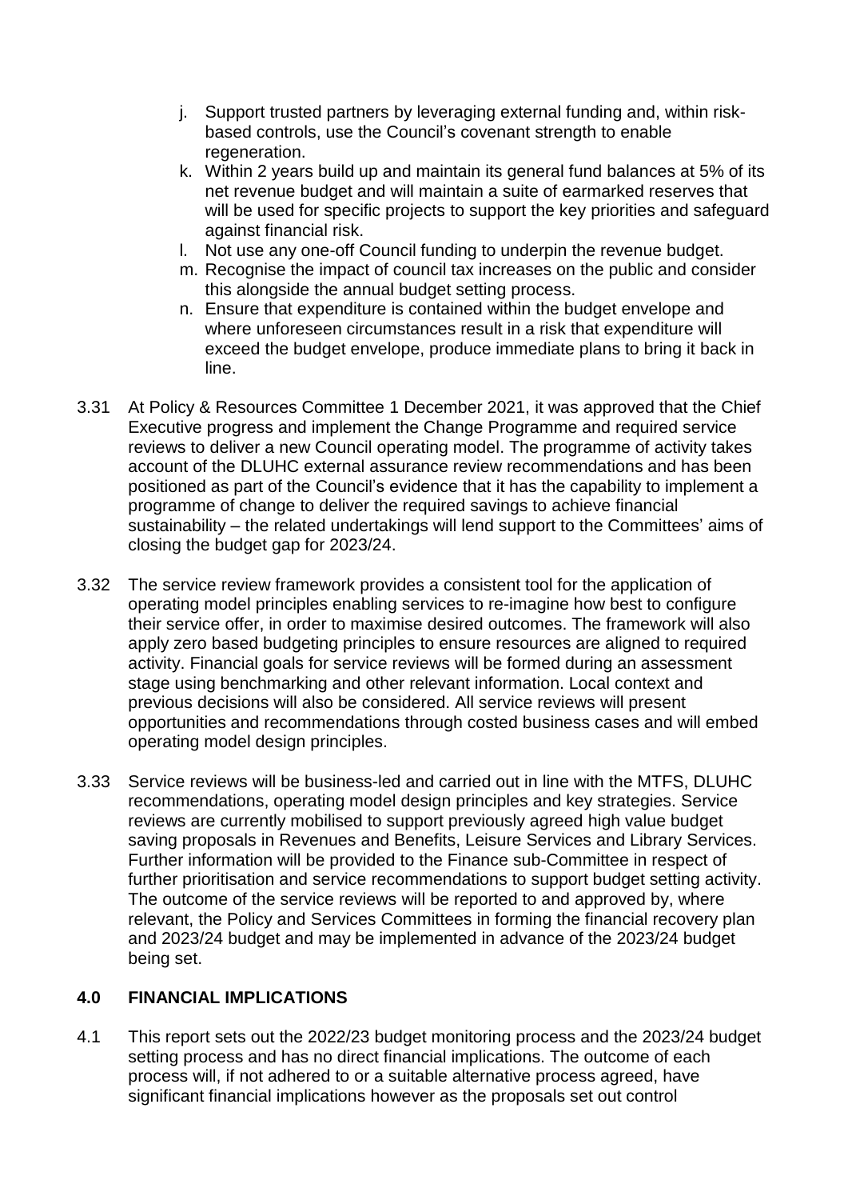j. Support trusted partners by leveraging external funding and, within risk-based controls, use the Council's covenant strength to enable regeneration.
k. Within 2 years build up and maintain its general fund balances at 5% of its net revenue budget and will maintain a suite of earmarked reserves that will be used for specific projects to support the key priorities and safeguard against financial risk.
l. Not use any one-off Council funding to underpin the revenue budget.
m. Recognise the impact of council tax increases on the public and consider this alongside the annual budget setting process.
n. Ensure that expenditure is contained within the budget envelope and where unforeseen circumstances result in a risk that expenditure will exceed the budget envelope, produce immediate plans to bring it back in line.

3.31 At Policy & Resources Committee 1 December 2021, it was approved that the Chief Executive progress and implement the Change Programme and required service reviews to deliver a new Council operating model. The programme of activity takes account of the DLUHC external assurance review recommendations and has been positioned as part of the Council's evidence that it has the capability to implement a programme of change to deliver the required savings to achieve financial sustainability – the related undertakings will lend support to the Committees' aims of closing the budget gap for 2023/24.

3.32 The service review framework provides a consistent tool for the application of operating model principles enabling services to re-imagine how best to configure their service offer, in order to maximise desired outcomes. The framework will also apply zero based budgeting principles to ensure resources are aligned to required activity. Financial goals for service reviews will be formed during an assessment stage using benchmarking and other relevant information. Local context and previous decisions will also be considered. All service reviews will present opportunities and recommendations through costed business cases and will embed operating model design principles.

3.33 Service reviews will be business-led and carried out in line with the MTFS, DLUHC recommendations, operating model design principles and key strategies. Service reviews are currently mobilised to support previously agreed high value budget saving proposals in Revenues and Benefits, Leisure Services and Library Services. Further information will be provided to the Finance sub-Committee in respect of further prioritisation and service recommendations to support budget setting activity. The outcome of the service reviews will be reported to and approved by, where relevant, the Policy and Services Committees in forming the financial recovery plan and 2023/24 budget and may be implemented in advance of the 2023/24 budget being set.

## 4.0 FINANCIAL IMPLICATIONS

4.1 This report sets out the 2022/23 budget monitoring process and the 2023/24 budget setting process and has no direct financial implications. The outcome of each process will, if not adhered to or a suitable alternative process agreed, have significant financial implications however as the proposals set out control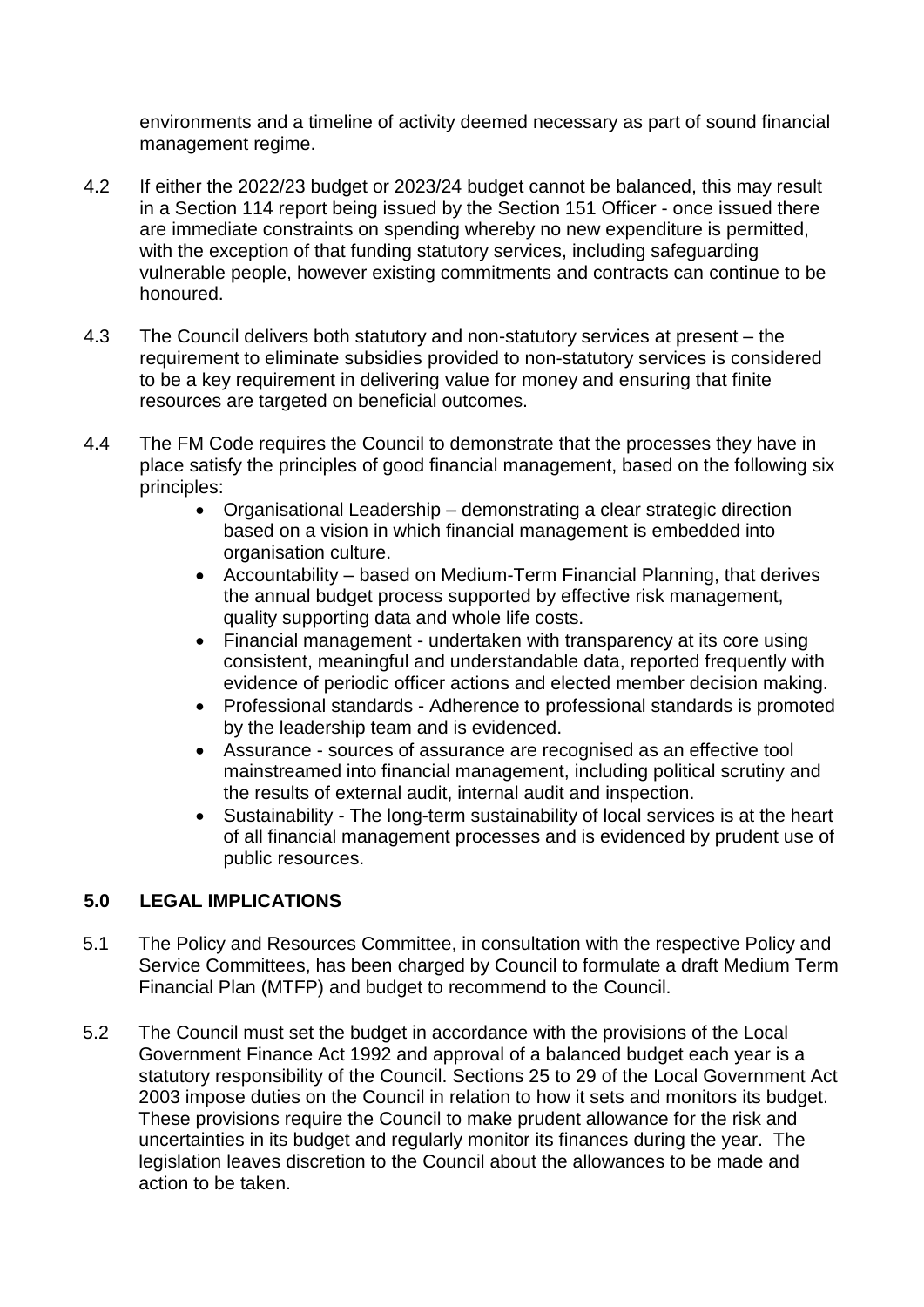environments and a timeline of activity deemed necessary as part of sound financial management regime.

4.2 If either the 2022/23 budget or 2023/24 budget cannot be balanced, this may result in a Section 114 report being issued by the Section 151 Officer - once issued there are immediate constraints on spending whereby no new expenditure is permitted, with the exception of that funding statutory services, including safeguarding vulnerable people, however existing commitments and contracts can continue to be honoured.

4.3 The Council delivers both statutory and non-statutory services at present – the requirement to eliminate subsidies provided to non-statutory services is considered to be a key requirement in delivering value for money and ensuring that finite resources are targeted on beneficial outcomes.

4.4 The FM Code requires the Council to demonstrate that the processes they have in place satisfy the principles of good financial management, based on the following six principles:

- Organisational Leadership – demonstrating a clear strategic direction based on a vision in which financial management is embedded into organisation culture.
- Accountability – based on Medium-Term Financial Planning, that derives the annual budget process supported by effective risk management, quality supporting data and whole life costs.
- Financial management - undertaken with transparency at its core using consistent, meaningful and understandable data, reported frequently with evidence of periodic officer actions and elected member decision making.
- Professional standards - Adherence to professional standards is promoted by the leadership team and is evidenced.
- Assurance - sources of assurance are recognised as an effective tool mainstreamed into financial management, including political scrutiny and the results of external audit, internal audit and inspection.
- Sustainability - The long-term sustainability of local services is at the heart of all financial management processes and is evidenced by prudent use of public resources.

## 5.0 LEGAL IMPLICATIONS

5.1 The Policy and Resources Committee, in consultation with the respective Policy and Service Committees, has been charged by Council to formulate a draft Medium Term Financial Plan (MTFP) and budget to recommend to the Council.

5.2 The Council must set the budget in accordance with the provisions of the Local Government Finance Act 1992 and approval of a balanced budget each year is a statutory responsibility of the Council. Sections 25 to 29 of the Local Government Act 2003 impose duties on the Council in relation to how it sets and monitors its budget. These provisions require the Council to make prudent allowance for the risk and uncertainties in its budget and regularly monitor its finances during the year. The legislation leaves discretion to the Council about the allowances to be made and action to be taken.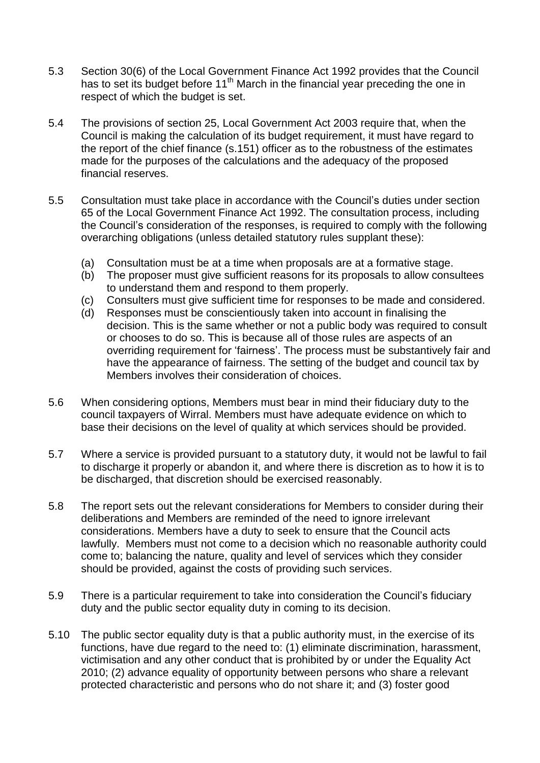5.3 Section 30(6) of the Local Government Finance Act 1992 provides that the Council has to set its budget before 11th March in the financial year preceding the one in respect of which the budget is set.

5.4 The provisions of section 25, Local Government Act 2003 require that, when the Council is making the calculation of its budget requirement, it must have regard to the report of the chief finance (s.151) officer as to the robustness of the estimates made for the purposes of the calculations and the adequacy of the proposed financial reserves.

5.5 Consultation must take place in accordance with the Council's duties under section 65 of the Local Government Finance Act 1992. The consultation process, including the Council's consideration of the responses, is required to comply with the following overarching obligations (unless detailed statutory rules supplant these):

(a) Consultation must be at a time when proposals are at a formative stage.
(b) The proposer must give sufficient reasons for its proposals to allow consultees to understand them and respond to them properly.
(c) Consulters must give sufficient time for responses to be made and considered.
(d) Responses must be conscientiously taken into account in finalising the decision. This is the same whether or not a public body was required to consult or chooses to do so. This is because all of those rules are aspects of an overriding requirement for 'fairness'. The process must be substantively fair and have the appearance of fairness. The setting of the budget and council tax by Members involves their consideration of choices.

5.6 When considering options, Members must bear in mind their fiduciary duty to the council taxpayers of Wirral. Members must have adequate evidence on which to base their decisions on the level of quality at which services should be provided.

5.7 Where a service is provided pursuant to a statutory duty, it would not be lawful to fail to discharge it properly or abandon it, and where there is discretion as to how it is to be discharged, that discretion should be exercised reasonably.

5.8 The report sets out the relevant considerations for Members to consider during their deliberations and Members are reminded of the need to ignore irrelevant considerations. Members have a duty to seek to ensure that the Council acts lawfully. Members must not come to a decision which no reasonable authority could come to; balancing the nature, quality and level of services which they consider should be provided, against the costs of providing such services.

5.9 There is a particular requirement to take into consideration the Council's fiduciary duty and the public sector equality duty in coming to its decision.

5.10 The public sector equality duty is that a public authority must, in the exercise of its functions, have due regard to the need to: (1) eliminate discrimination, harassment, victimisation and any other conduct that is prohibited by or under the Equality Act 2010; (2) advance equality of opportunity between persons who share a relevant protected characteristic and persons who do not share it; and (3) foster good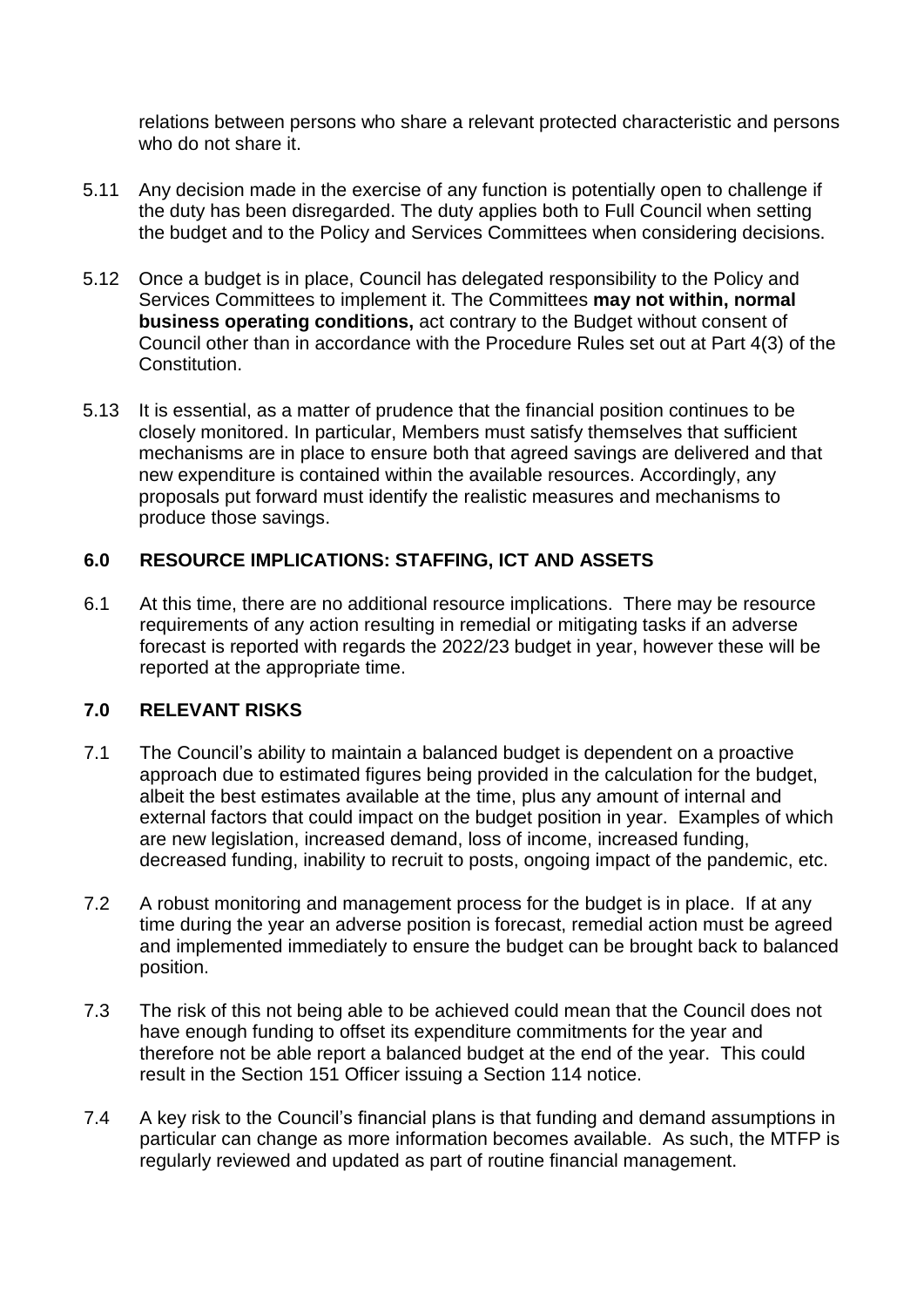relations between persons who share a relevant protected characteristic and persons who do not share it.

5.11 Any decision made in the exercise of any function is potentially open to challenge if the duty has been disregarded. The duty applies both to Full Council when setting the budget and to the Policy and Services Committees when considering decisions.

5.12 Once a budget is in place, Council has delegated responsibility to the Policy and Services Committees to implement it. The Committees **may not within, normal business operating conditions,** act contrary to the Budget without consent of Council other than in accordance with the Procedure Rules set out at Part 4(3) of the Constitution.

5.13 It is essential, as a matter of prudence that the financial position continues to be closely monitored. In particular, Members must satisfy themselves that sufficient mechanisms are in place to ensure both that agreed savings are delivered and that new expenditure is contained within the available resources. Accordingly, any proposals put forward must identify the realistic measures and mechanisms to produce those savings.

## 6.0 RESOURCE IMPLICATIONS: STAFFING, ICT AND ASSETS

6.1 At this time, there are no additional resource implications. There may be resource requirements of any action resulting in remedial or mitigating tasks if an adverse forecast is reported with regards the 2022/23 budget in year, however these will be reported at the appropriate time.

## 7.0 RELEVANT RISKS

7.1 The Council's ability to maintain a balanced budget is dependent on a proactive approach due to estimated figures being provided in the calculation for the budget, albeit the best estimates available at the time, plus any amount of internal and external factors that could impact on the budget position in year. Examples of which are new legislation, increased demand, loss of income, increased funding, decreased funding, inability to recruit to posts, ongoing impact of the pandemic, etc.

7.2 A robust monitoring and management process for the budget is in place. If at any time during the year an adverse position is forecast, remedial action must be agreed and implemented immediately to ensure the budget can be brought back to balanced position.

7.3 The risk of this not being able to be achieved could mean that the Council does not have enough funding to offset its expenditure commitments for the year and therefore not be able report a balanced budget at the end of the year. This could result in the Section 151 Officer issuing a Section 114 notice.

7.4 A key risk to the Council's financial plans is that funding and demand assumptions in particular can change as more information becomes available. As such, the MTFP is regularly reviewed and updated as part of routine financial management.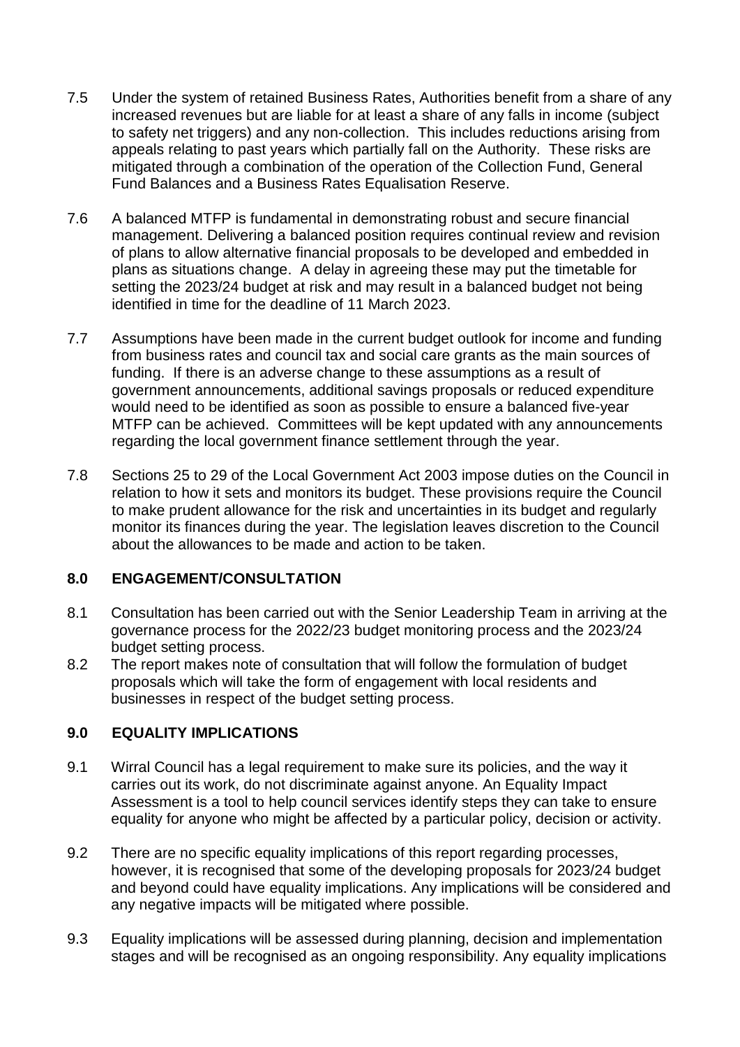7.5 Under the system of retained Business Rates, Authorities benefit from a share of any increased revenues but are liable for at least a share of any falls in income (subject to safety net triggers) and any non-collection. This includes reductions arising from appeals relating to past years which partially fall on the Authority. These risks are mitigated through a combination of the operation of the Collection Fund, General Fund Balances and a Business Rates Equalisation Reserve.

7.6 A balanced MTFP is fundamental in demonstrating robust and secure financial management. Delivering a balanced position requires continual review and revision of plans to allow alternative financial proposals to be developed and embedded in plans as situations change. A delay in agreeing these may put the timetable for setting the 2023/24 budget at risk and may result in a balanced budget not being identified in time for the deadline of 11 March 2023.

7.7 Assumptions have been made in the current budget outlook for income and funding from business rates and council tax and social care grants as the main sources of funding. If there is an adverse change to these assumptions as a result of government announcements, additional savings proposals or reduced expenditure would need to be identified as soon as possible to ensure a balanced five-year MTFP can be achieved. Committees will be kept updated with any announcements regarding the local government finance settlement through the year.

7.8 Sections 25 to 29 of the Local Government Act 2003 impose duties on the Council in relation to how it sets and monitors its budget. These provisions require the Council to make prudent allowance for the risk and uncertainties in its budget and regularly monitor its finances during the year. The legislation leaves discretion to the Council about the allowances to be made and action to be taken.

## 8.0 ENGAGEMENT/CONSULTATION

8.1 Consultation has been carried out with the Senior Leadership Team in arriving at the governance process for the 2022/23 budget monitoring process and the 2023/24 budget setting process.

8.2 The report makes note of consultation that will follow the formulation of budget proposals which will take the form of engagement with local residents and businesses in respect of the budget setting process.

## 9.0 EQUALITY IMPLICATIONS

9.1 Wirral Council has a legal requirement to make sure its policies, and the way it carries out its work, do not discriminate against anyone. An Equality Impact Assessment is a tool to help council services identify steps they can take to ensure equality for anyone who might be affected by a particular policy, decision or activity.

9.2 There are no specific equality implications of this report regarding processes, however, it is recognised that some of the developing proposals for 2023/24 budget and beyond could have equality implications. Any implications will be considered and any negative impacts will be mitigated where possible.

9.3 Equality implications will be assessed during planning, decision and implementation stages and will be recognised as an ongoing responsibility. Any equality implications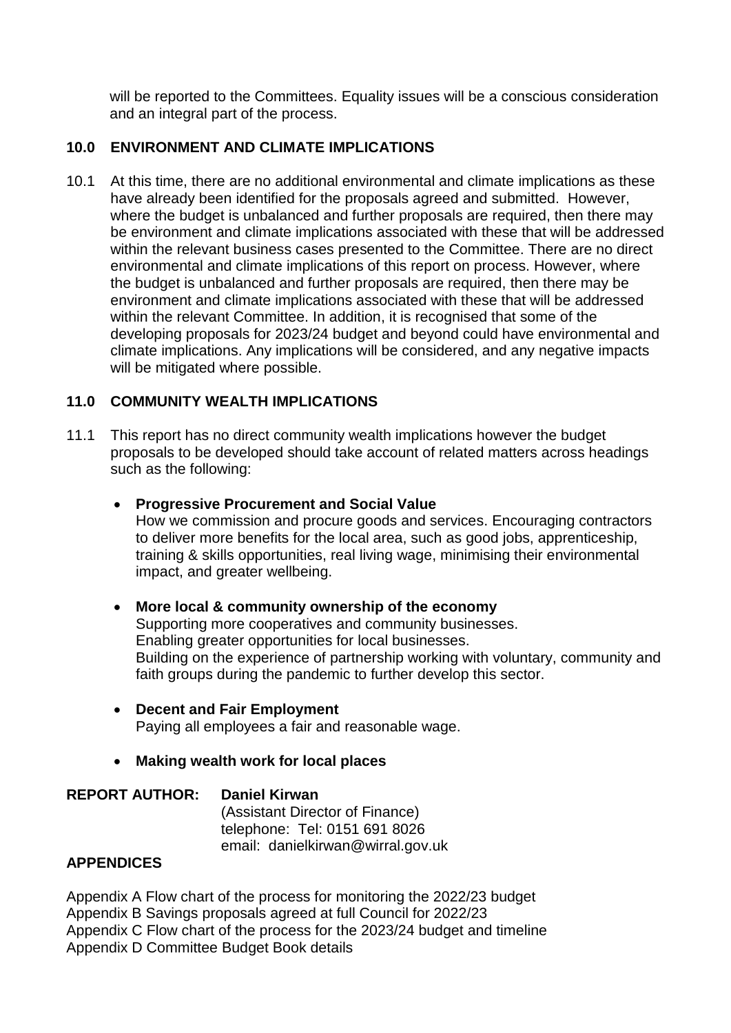will be reported to the Committees. Equality issues will be a conscious consideration and an integral part of the process.

## 10.0 ENVIRONMENT AND CLIMATE IMPLICATIONS

10.1 At this time, there are no additional environmental and climate implications as these have already been identified for the proposals agreed and submitted. However, where the budget is unbalanced and further proposals are required, then there may be environment and climate implications associated with these that will be addressed within the relevant business cases presented to the Committee. There are no direct environmental and climate implications of this report on process. However, where the budget is unbalanced and further proposals are required, then there may be environment and climate implications associated with these that will be addressed within the relevant Committee. In addition, it is recognised that some of the developing proposals for 2023/24 budget and beyond could have environmental and climate implications. Any implications will be considered, and any negative impacts will be mitigated where possible.

## 11.0 COMMUNITY WEALTH IMPLICATIONS

11.1 This report has no direct community wealth implications however the budget proposals to be developed should take account of related matters across headings such as the following:

- **Progressive Procurement and Social Value**
  How we commission and procure goods and services. Encouraging contractors to deliver more benefits for the local area, such as good jobs, apprenticeship, training & skills opportunities, real living wage, minimising their environmental impact, and greater wellbeing.

- **More local & community ownership of the economy**
  Supporting more cooperatives and community businesses.
  Enabling greater opportunities for local businesses.
  Building on the experience of partnership working with voluntary, community and faith groups during the pandemic to further develop this sector.

- **Decent and Fair Employment**
  Paying all employees a fair and reasonable wage.

- **Making wealth work for local places**

**REPORT AUTHOR:** **Daniel Kirwan**
(Assistant Director of Finance)
telephone: Tel: 0151 691 8026
email: danielkirwan@wirral.gov.uk

## APPENDICES

Appendix A Flow chart of the process for monitoring the 2022/23 budget
Appendix B Savings proposals agreed at full Council for 2022/23
Appendix C Flow chart of the process for the 2023/24 budget and timeline
Appendix D Committee Budget Book details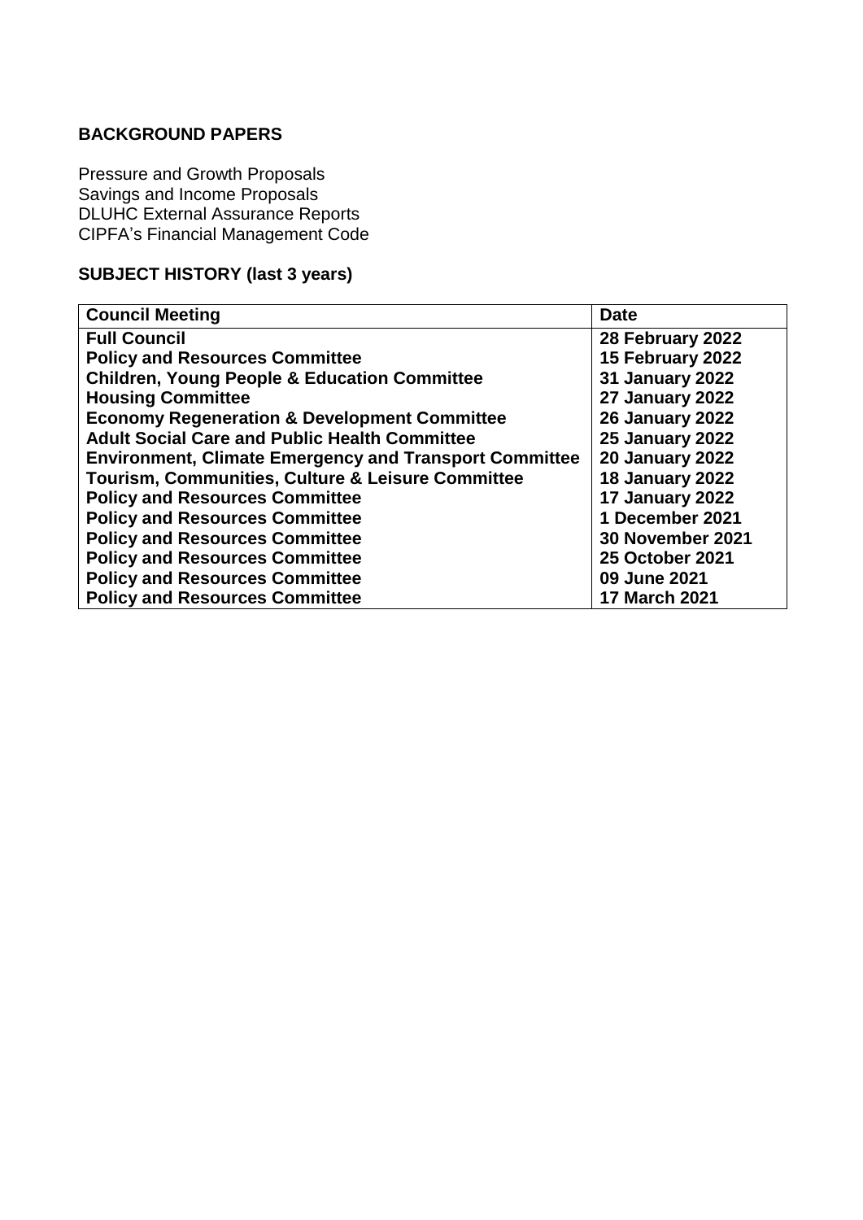**BACKGROUND PAPERS**

Pressure and Growth Proposals
Savings and Income Proposals
DLUHC External Assurance Reports
CIPFA's Financial Management Code

**SUBJECT HISTORY (last 3 years)**

| Council Meeting | Date |
|---|---|
| **Full Council** | **28 February 2022** |
| **Policy and Resources Committee** | **15 February 2022** |
| **Children, Young People & Education Committee** | **31 January 2022** |
| **Housing Committee** | **27 January 2022** |
| **Economy Regeneration & Development Committee** | **26 January 2022** |
| **Adult Social Care and Public Health Committee** | **25 January 2022** |
| **Environment, Climate Emergency and Transport Committee** | **20 January 2022** |
| **Tourism, Communities, Culture & Leisure Committee** | **18 January 2022** |
| **Policy and Resources Committee** | **17 January 2022** |
| **Policy and Resources Committee** | **1 December 2021** |
| **Policy and Resources Committee** | **30 November 2021** |
| **Policy and Resources Committee** | **25 October 2021** |
| **Policy and Resources Committee** | **09 June 2021** |
| **Policy and Resources Committee** | **17 March 2021** |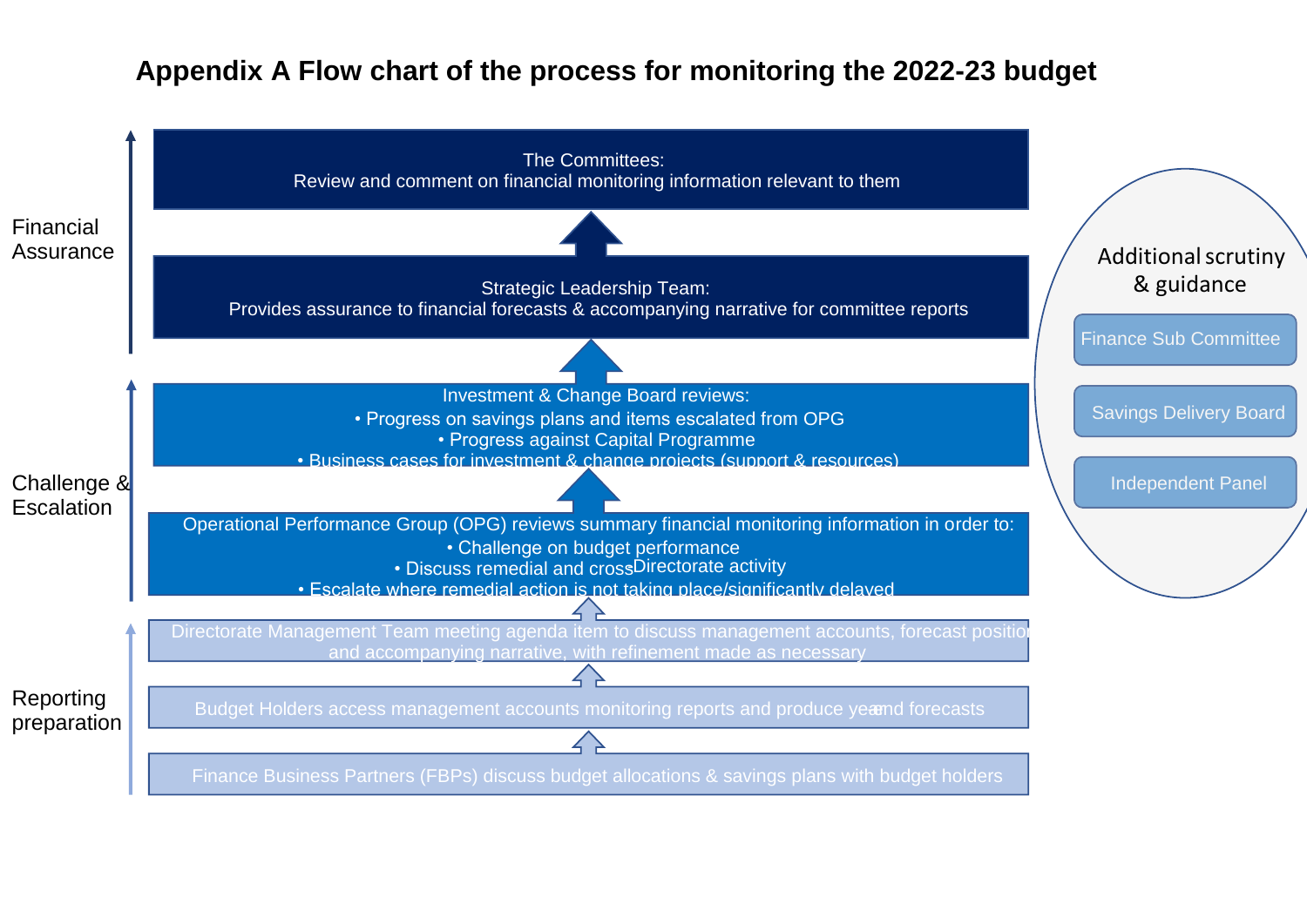# Appendix A Flow chart of the process for monitoring the 2022-23 budget

## Financial Assurance

**The Committees:**
Review and comment on financial monitoring information relevant to them

↑

**Strategic Leadership Team:**
Provides assurance to financial forecasts & accompanying narrative for committee reports

↑

## Challenge & Escalation

**Investment & Change Board reviews:**

- Progress on savings plans and items escalated from OPG
- Progress against Capital Programme
- Business cases for investment & change projects (support & resources)

↑

**Operational Performance Group (OPG) reviews summary financial monitoring information in order to:**

- Challenge on budget performance
- Discuss remedial and cross-Directorate activity
- Escalate where remedial action is not taking place/significantly delayed

↑

## Reporting preparation

Directorate Management Team meeting agenda item to discuss management accounts, forecast position and accompanying narrative, with refinement made as necessary

↑

Budget Holders access management accounts monitoring reports and produce year-end forecasts

↑

Finance Business Partners (FBPs) discuss budget allocations & savings plans with budget holders

## Additional scrutiny & guidance

- Finance Sub Committee
- Savings Delivery Board
- Independent Panel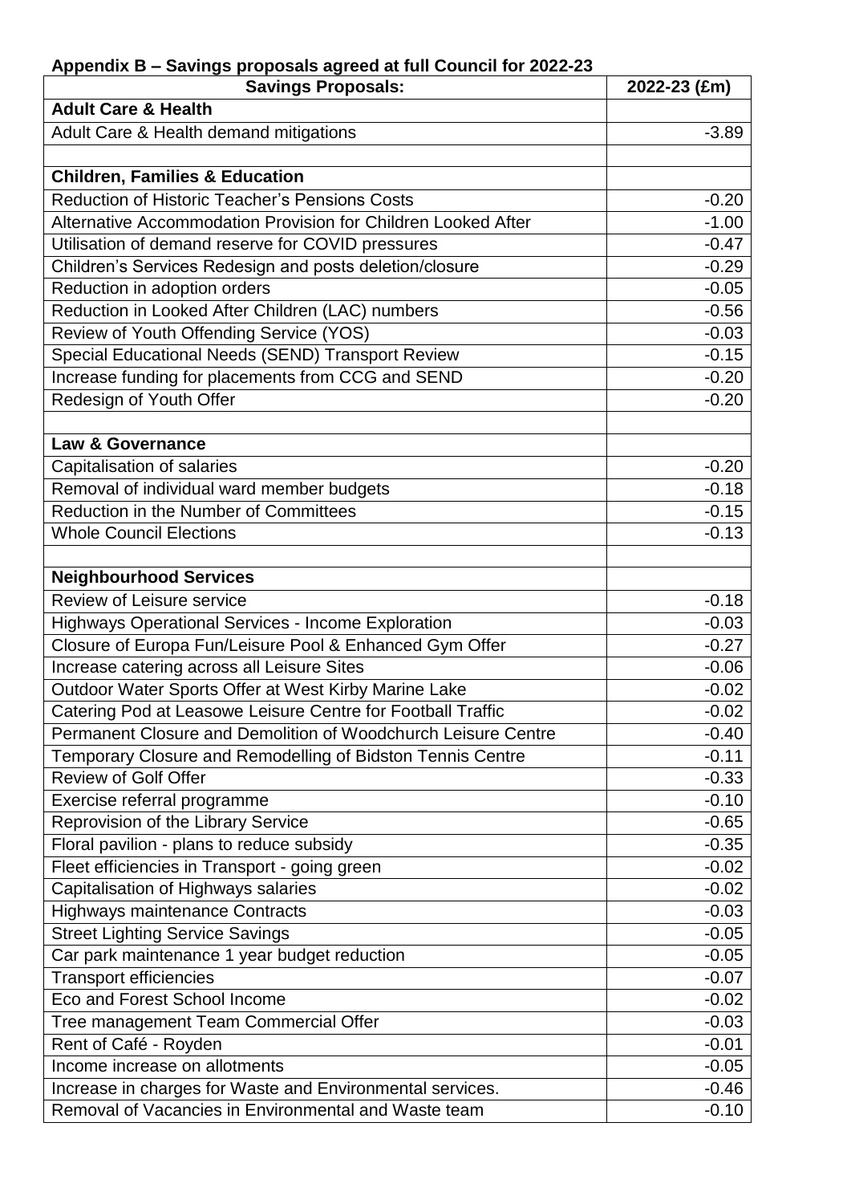**Appendix B – Savings proposals agreed at full Council for 2022-23**

| Savings Proposals: | 2022-23 (£m) |
|---|---|
| **Adult Care & Health** | |
| Adult Care & Health demand mitigations | -3.89 |
| | |
| **Children, Families & Education** | |
| Reduction of Historic Teacher's Pensions Costs | -0.20 |
| Alternative Accommodation Provision for Children Looked After | -1.00 |
| Utilisation of demand reserve for COVID pressures | -0.47 |
| Children's Services Redesign and posts deletion/closure | -0.29 |
| Reduction in adoption orders | -0.05 |
| Reduction in Looked After Children (LAC) numbers | -0.56 |
| Review of Youth Offending Service (YOS) | -0.03 |
| Special Educational Needs (SEND) Transport Review | -0.15 |
| Increase funding for placements from CCG and SEND | -0.20 |
| Redesign of Youth Offer | -0.20 |
| | |
| **Law & Governance** | |
| Capitalisation of salaries | -0.20 |
| Removal of individual ward member budgets | -0.18 |
| Reduction in the Number of Committees | -0.15 |
| Whole Council Elections | -0.13 |
| | |
| **Neighbourhood Services** | |
| Review of Leisure service | -0.18 |
| Highways Operational Services - Income Exploration | -0.03 |
| Closure of Europa Fun/Leisure Pool & Enhanced Gym Offer | -0.27 |
| Increase catering across all Leisure Sites | -0.06 |
| Outdoor Water Sports Offer at West Kirby Marine Lake | -0.02 |
| Catering Pod at Leasowe Leisure Centre for Football Traffic | -0.02 |
| Permanent Closure and Demolition of Woodchurch Leisure Centre | -0.40 |
| Temporary Closure and Remodelling of Bidston Tennis Centre | -0.11 |
| Review of Golf Offer | -0.33 |
| Exercise referral programme | -0.10 |
| Reprovision of the Library Service | -0.65 |
| Floral pavilion - plans to reduce subsidy | -0.35 |
| Fleet efficiencies in Transport - going green | -0.02 |
| Capitalisation of Highways salaries | -0.02 |
| Highways maintenance Contracts | -0.03 |
| Street Lighting Service Savings | -0.05 |
| Car park maintenance 1 year budget reduction | -0.05 |
| Transport efficiencies | -0.07 |
| Eco and Forest School Income | -0.02 |
| Tree management Team Commercial Offer | -0.03 |
| Rent of Café - Royden | -0.01 |
| Income increase on allotments | -0.05 |
| Increase in charges for Waste and Environmental services. | -0.46 |
| Removal of Vacancies in Environmental and Waste team | -0.10 |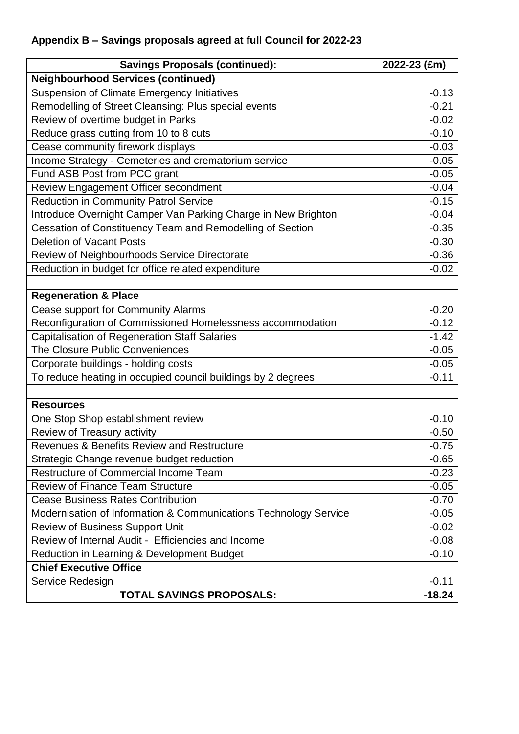## Appendix B – Savings proposals agreed at full Council for 2022-23

| Savings Proposals (continued): | 2022-23 (£m) |
|---|---|
| **Neighbourhood Services (continued)** | |
| Suspension of Climate Emergency Initiatives | -0.13 |
| Remodelling of Street Cleansing: Plus special events | -0.21 |
| Review of overtime budget in Parks | -0.02 |
| Reduce grass cutting from 10 to 8 cuts | -0.10 |
| Cease community firework displays | -0.03 |
| Income Strategy - Cemeteries and crematorium service | -0.05 |
| Fund ASB Post from PCC grant | -0.05 |
| Review Engagement Officer secondment | -0.04 |
| Reduction in Community Patrol Service | -0.15 |
| Introduce Overnight Camper Van Parking Charge in New Brighton | -0.04 |
| Cessation of Constituency Team and Remodelling of Section | -0.35 |
| Deletion of Vacant Posts | -0.30 |
| Review of Neighbourhoods Service Directorate | -0.36 |
| Reduction in budget for office related expenditure | -0.02 |
| | |
| **Regeneration & Place** | |
| Cease support for Community Alarms | -0.20 |
| Reconfiguration of Commissioned Homelessness accommodation | -0.12 |
| Capitalisation of Regeneration Staff Salaries | -1.42 |
| The Closure Public Conveniences | -0.05 |
| Corporate buildings - holding costs | -0.05 |
| To reduce heating in occupied council buildings by 2 degrees | -0.11 |
| | |
| **Resources** | |
| One Stop Shop establishment review | -0.10 |
| Review of Treasury activity | -0.50 |
| Revenues & Benefits Review and Restructure | -0.75 |
| Strategic Change revenue budget reduction | -0.65 |
| Restructure of Commercial Income Team | -0.23 |
| Review of Finance Team Structure | -0.05 |
| Cease Business Rates Contribution | -0.70 |
| Modernisation of Information & Communications Technology Service | -0.05 |
| Review of Business Support Unit | -0.02 |
| Review of Internal Audit - Efficiencies and Income | -0.08 |
| Reduction in Learning & Development Budget | -0.10 |
| **Chief Executive Office** | |
| Service Redesign | -0.11 |
| **TOTAL SAVINGS PROPOSALS:** | **-18.24** |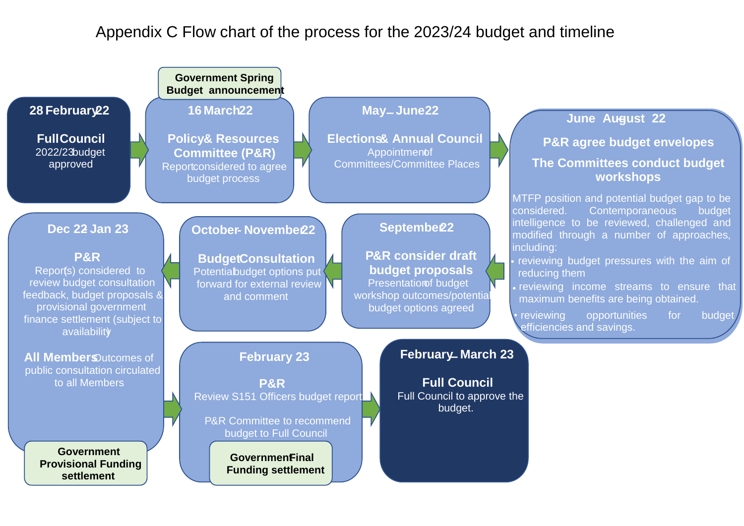# Appendix C Flow chart of the process for the 2023/24 budget and timeline

**28 February 22**

**Full Council**
2022/23 budget approved

→

**Government Spring Budget announcement**

**16 March 22**

**Policy & Resources Committee (P&R)**
Report considered to agree budget process

→

**May – June 22**

**Elections & Annual Council**
Appointment of Committees/Committee Places

→

**June August 22**

**P&R agree budget envelopes**

**The Committees conduct budget workshops**

MTFP position and potential budget gap to be considered. Contemporaneous budget intelligence to be reviewed, challenged and modified through a number of approaches, including:

- reviewing budget pressures with the aim of reducing them
- reviewing income streams to ensure that maximum benefits are being obtained.
- reviewing opportunities for budget efficiencies and savings.

→

**September 22**

**P&R consider draft budget proposals**
Presentation of budget workshop outcomes/potential budget options agreed

→

**October - November 22**

**Budget Consultation**
Potential budget options put forward for external review and comment

→

**Dec 22 - Jan 23**

**P&R**
Report(s) considered to review budget consultation feedback, budget proposals & provisional government finance settlement (subject to availability)

**All Members** Outcomes of public consultation circulated to all Members

**Government Provisional Funding settlement**

→

**February 23**

**P&R**
Review S151 Officers budget report

P&R Committee to recommend budget to Full Council

**Government Final Funding settlement**

→

**February – March 23**

**Full Council**
Full Council to approve the budget.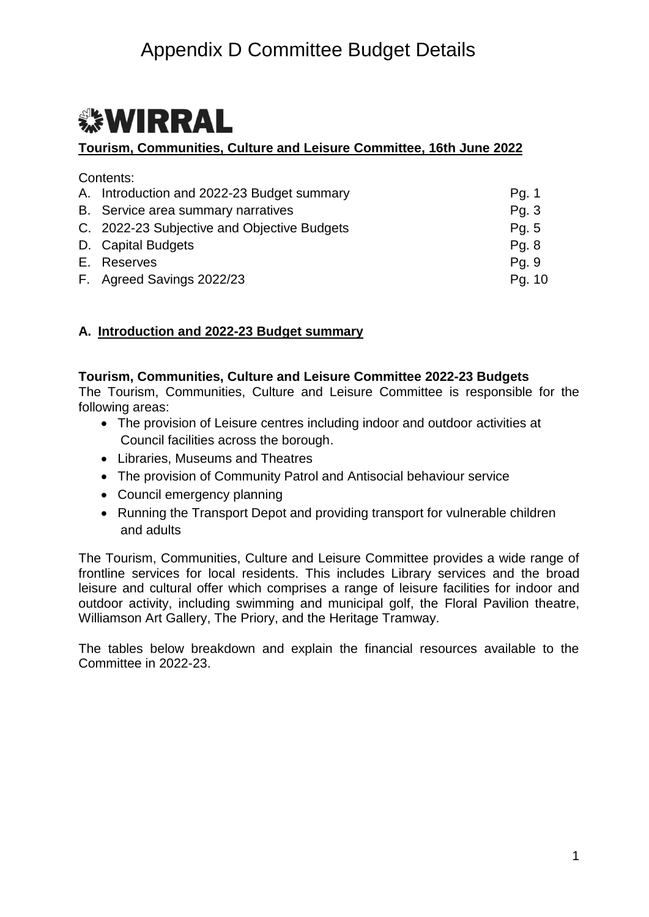# Appendix D Committee Budget Details

WIRRAL

**Tourism, Communities, Culture and Leisure Committee, 16th June 2022**

Contents:

| | |
|---|---|
| A. Introduction and 2022-23 Budget summary | Pg. 1 |
| B. Service area summary narratives | Pg. 3 |
| C. 2022-23 Subjective and Objective Budgets | Pg. 5 |
| D. Capital Budgets | Pg. 8 |
| E. Reserves | Pg. 9 |
| F. Agreed Savings 2022/23 | Pg. 10 |

## A. Introduction and 2022-23 Budget summary

**Tourism, Communities, Culture and Leisure Committee 2022-23 Budgets**

The Tourism, Communities, Culture and Leisure Committee is responsible for the following areas:

- The provision of Leisure centres including indoor and outdoor activities at Council facilities across the borough.
- Libraries, Museums and Theatres
- The provision of Community Patrol and Antisocial behaviour service
- Council emergency planning
- Running the Transport Depot and providing transport for vulnerable children and adults

The Tourism, Communities, Culture and Leisure Committee provides a wide range of frontline services for local residents. This includes Library services and the broad leisure and cultural offer which comprises a range of leisure facilities for indoor and outdoor activity, including swimming and municipal golf, the Floral Pavilion theatre, Williamson Art Gallery, The Priory, and the Heritage Tramway.

The tables below breakdown and explain the financial resources available to the Committee in 2022-23.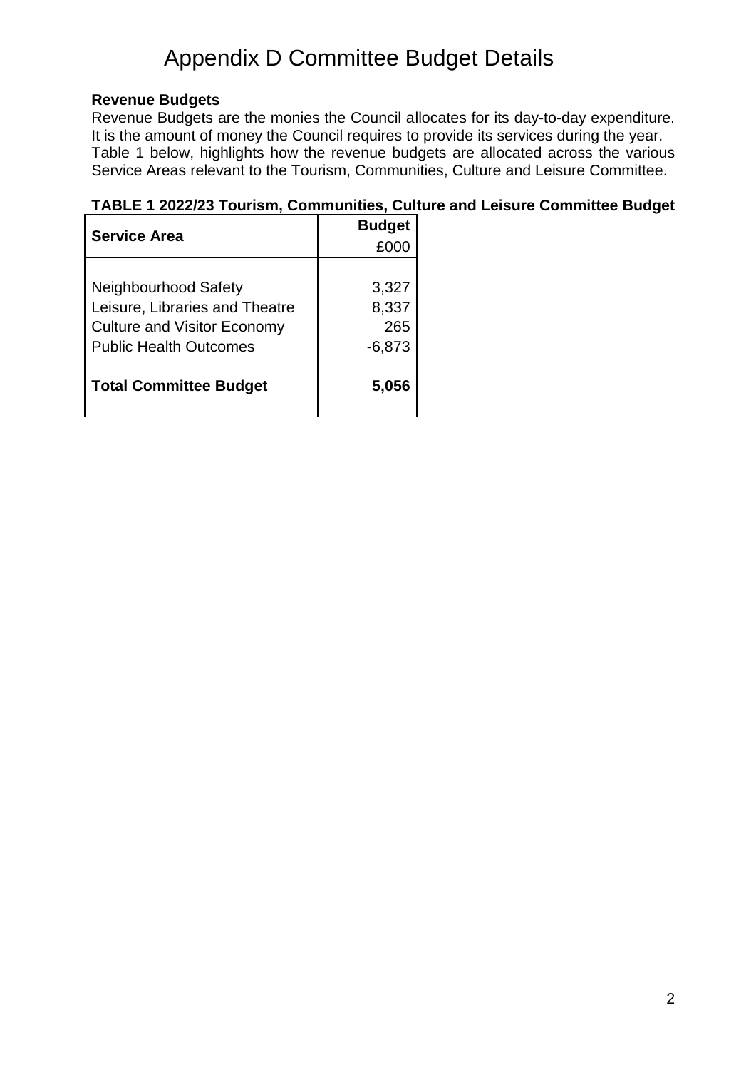# Appendix D Committee Budget Details

**Revenue Budgets**

Revenue Budgets are the monies the Council allocates for its day-to-day expenditure. It is the amount of money the Council requires to provide its services during the year. Table 1 below, highlights how the revenue budgets are allocated across the various Service Areas relevant to the Tourism, Communities, Culture and Leisure Committee.

**TABLE 1 2022/23 Tourism, Communities, Culture and Leisure Committee Budget**

| Service Area | Budget £000 |
|---|---|
| Neighbourhood Safety | 3,327 |
| Leisure, Libraries and Theatre | 8,337 |
| Culture and Visitor Economy | 265 |
| Public Health Outcomes | -6,873 |
| **Total Committee Budget** | **5,056** |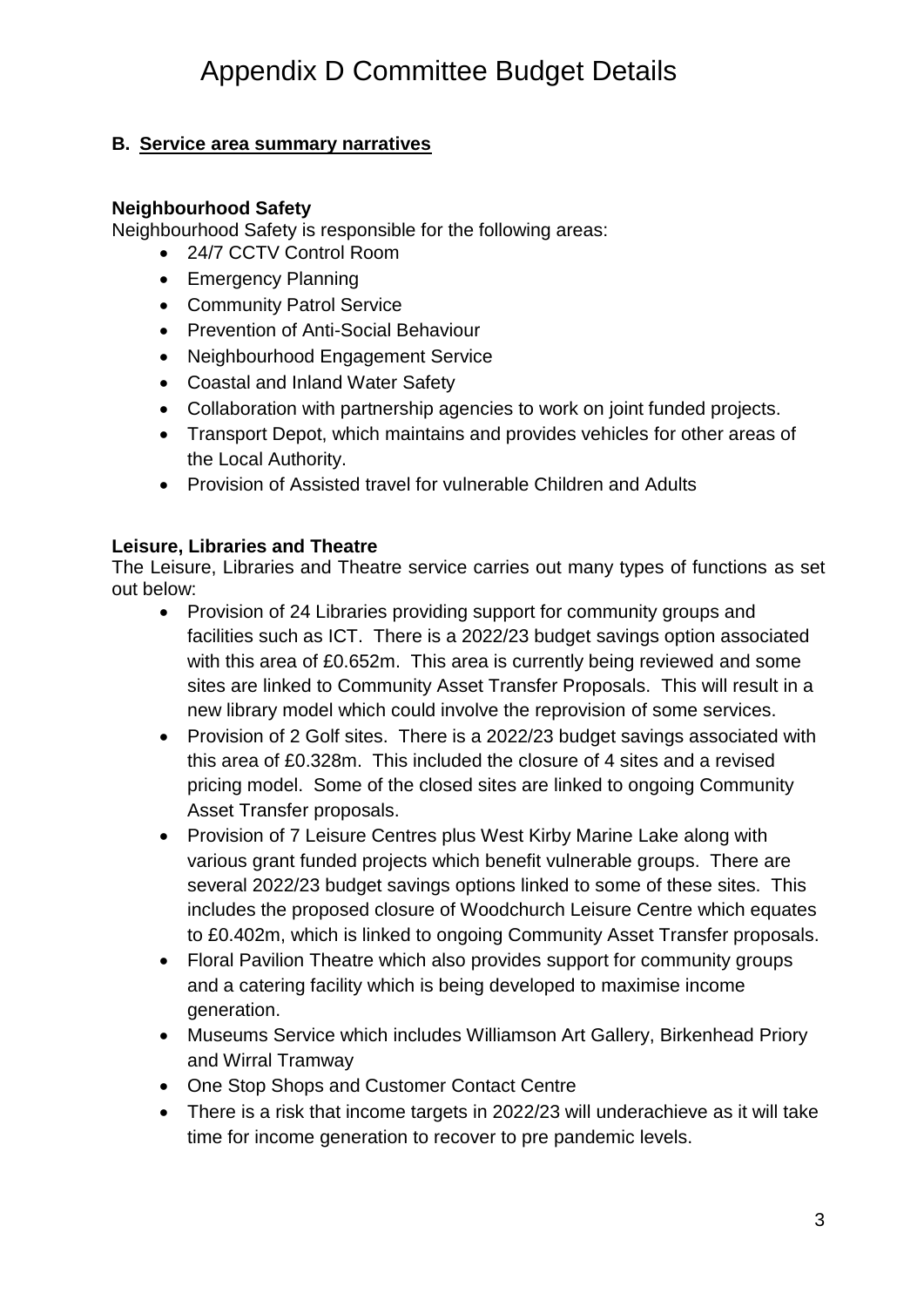# Appendix D Committee Budget Details

### B. Service area summary narratives

**Neighbourhood Safety**

Neighbourhood Safety is responsible for the following areas:

- 24/7 CCTV Control Room
- Emergency Planning
- Community Patrol Service
- Prevention of Anti-Social Behaviour
- Neighbourhood Engagement Service
- Coastal and Inland Water Safety
- Collaboration with partnership agencies to work on joint funded projects.
- Transport Depot, which maintains and provides vehicles for other areas of the Local Authority.
- Provision of Assisted travel for vulnerable Children and Adults

**Leisure, Libraries and Theatre**

The Leisure, Libraries and Theatre service carries out many types of functions as set out below:

- Provision of 24 Libraries providing support for community groups and facilities such as ICT. There is a 2022/23 budget savings option associated with this area of £0.652m. This area is currently being reviewed and some sites are linked to Community Asset Transfer Proposals. This will result in a new library model which could involve the reprovision of some services.
- Provision of 2 Golf sites. There is a 2022/23 budget savings associated with this area of £0.328m. This included the closure of 4 sites and a revised pricing model. Some of the closed sites are linked to ongoing Community Asset Transfer proposals.
- Provision of 7 Leisure Centres plus West Kirby Marine Lake along with various grant funded projects which benefit vulnerable groups. There are several 2022/23 budget savings options linked to some of these sites. This includes the proposed closure of Woodchurch Leisure Centre which equates to £0.402m, which is linked to ongoing Community Asset Transfer proposals.
- Floral Pavilion Theatre which also provides support for community groups and a catering facility which is being developed to maximise income generation.
- Museums Service which includes Williamson Art Gallery, Birkenhead Priory and Wirral Tramway
- One Stop Shops and Customer Contact Centre
- There is a risk that income targets in 2022/23 will underachieve as it will take time for income generation to recover to pre pandemic levels.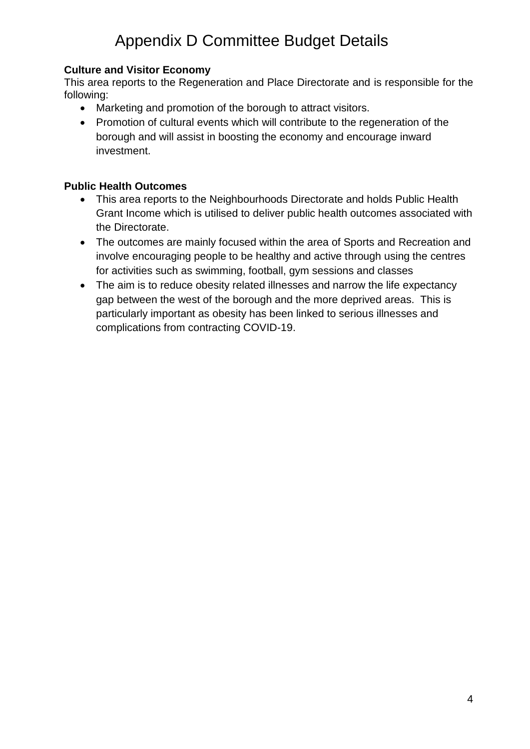# Appendix D Committee Budget Details

**Culture and Visitor Economy**

This area reports to the Regeneration and Place Directorate and is responsible for the following:

- Marketing and promotion of the borough to attract visitors.
- Promotion of cultural events which will contribute to the regeneration of the borough and will assist in boosting the economy and encourage inward investment.

**Public Health Outcomes**

- This area reports to the Neighbourhoods Directorate and holds Public Health Grant Income which is utilised to deliver public health outcomes associated with the Directorate.
- The outcomes are mainly focused within the area of Sports and Recreation and involve encouraging people to be healthy and active through using the centres for activities such as swimming, football, gym sessions and classes
- The aim is to reduce obesity related illnesses and narrow the life expectancy gap between the west of the borough and the more deprived areas. This is particularly important as obesity has been linked to serious illnesses and complications from contracting COVID-19.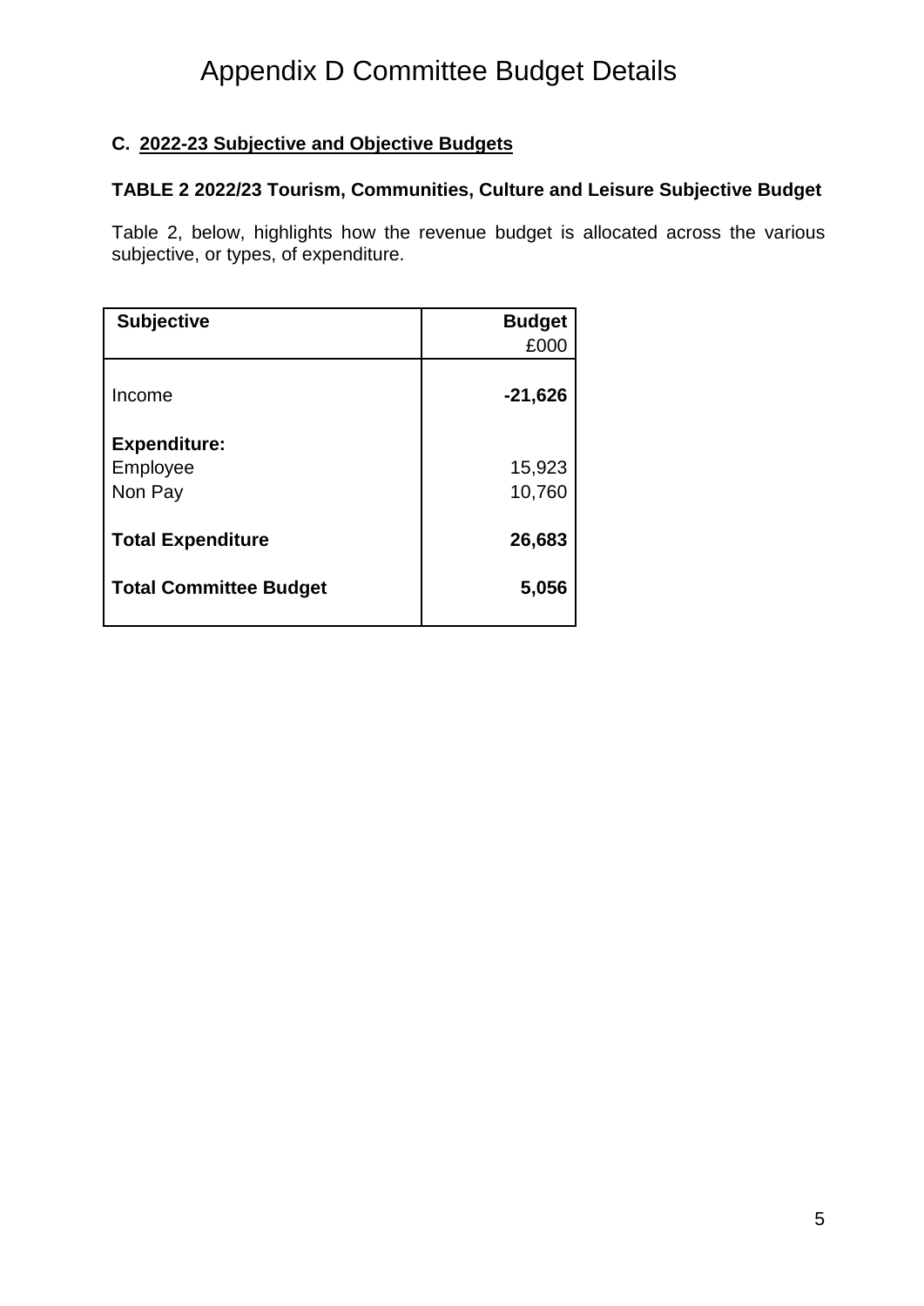# Appendix D Committee Budget Details

### C. 2022-23 Subjective and Objective Budgets

**TABLE 2 2022/23 Tourism, Communities, Culture and Leisure Subjective Budget**

Table 2, below, highlights how the revenue budget is allocated across the various subjective, or types, of expenditure.

| Subjective | Budget £000 |
|---|---|
| Income | **-21,626** |
| **Expenditure:** | |
| Employee | 15,923 |
| Non Pay | 10,760 |
| **Total Expenditure** | **26,683** |
| **Total Committee Budget** | **5,056** |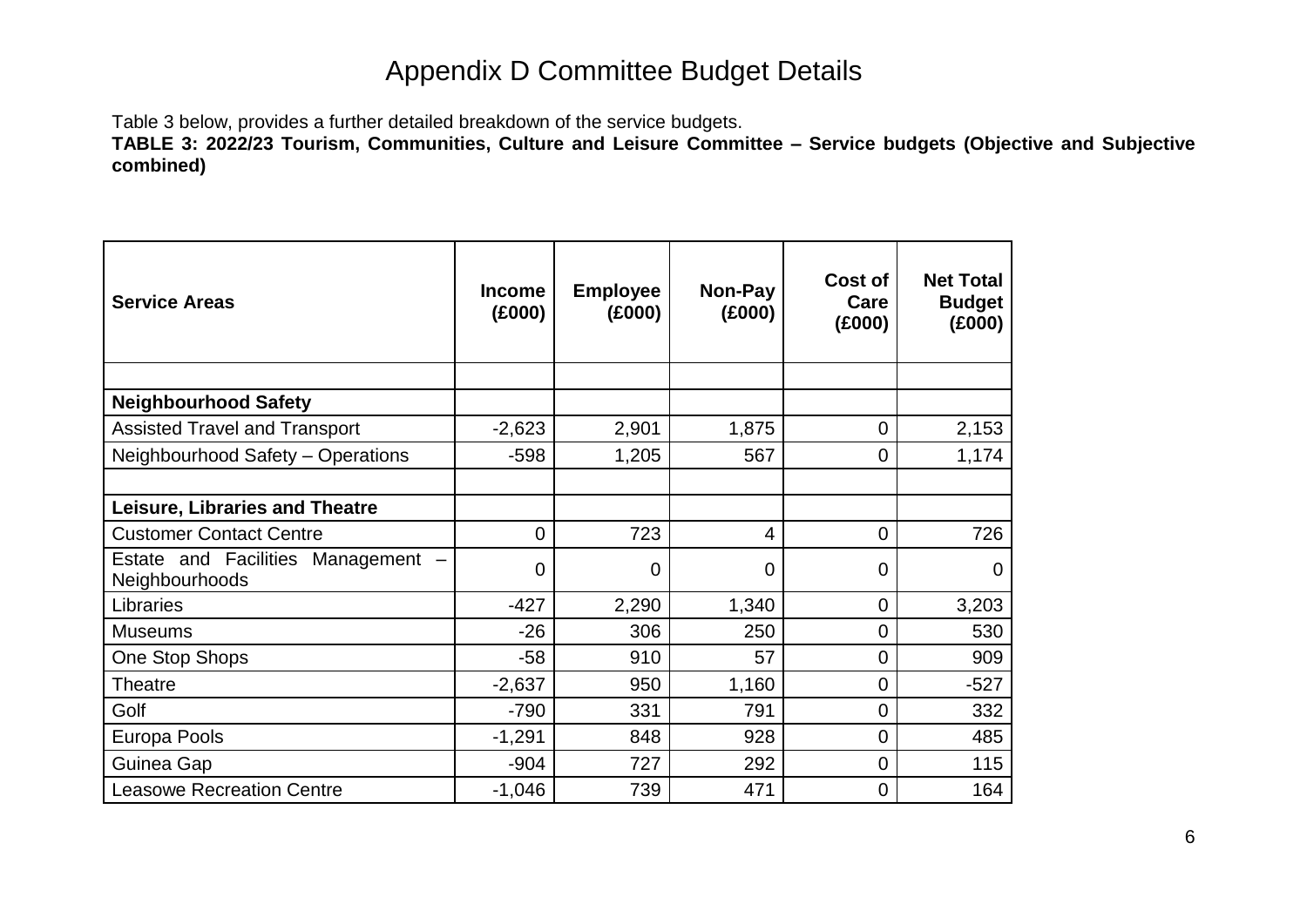# Appendix D Committee Budget Details

Table 3 below, provides a further detailed breakdown of the service budgets.

**TABLE 3: 2022/23 Tourism, Communities, Culture and Leisure Committee – Service budgets (Objective and Subjective combined)**

| Service Areas | Income (£000) | Employee (£000) | Non-Pay (£000) | Cost of Care (£000) | Net Total Budget (£000) |
|---|---|---|---|---|---|
| | | | | | |
| **Neighbourhood Safety** | | | | | |
| Assisted Travel and Transport | -2,623 | 2,901 | 1,875 | 0 | 2,153 |
| Neighbourhood Safety – Operations | -598 | 1,205 | 567 | 0 | 1,174 |
| | | | | | |
| **Leisure, Libraries and Theatre** | | | | | |
| Customer Contact Centre | 0 | 723 | 4 | 0 | 726 |
| Estate and Facilities Management – Neighbourhoods | 0 | 0 | 0 | 0 | 0 |
| Libraries | -427 | 2,290 | 1,340 | 0 | 3,203 |
| Museums | -26 | 306 | 250 | 0 | 530 |
| One Stop Shops | -58 | 910 | 57 | 0 | 909 |
| Theatre | -2,637 | 950 | 1,160 | 0 | -527 |
| Golf | -790 | 331 | 791 | 0 | 332 |
| Europa Pools | -1,291 | 848 | 928 | 0 | 485 |
| Guinea Gap | -904 | 727 | 292 | 0 | 115 |
| Leasowe Recreation Centre | -1,046 | 739 | 471 | 0 | 164 |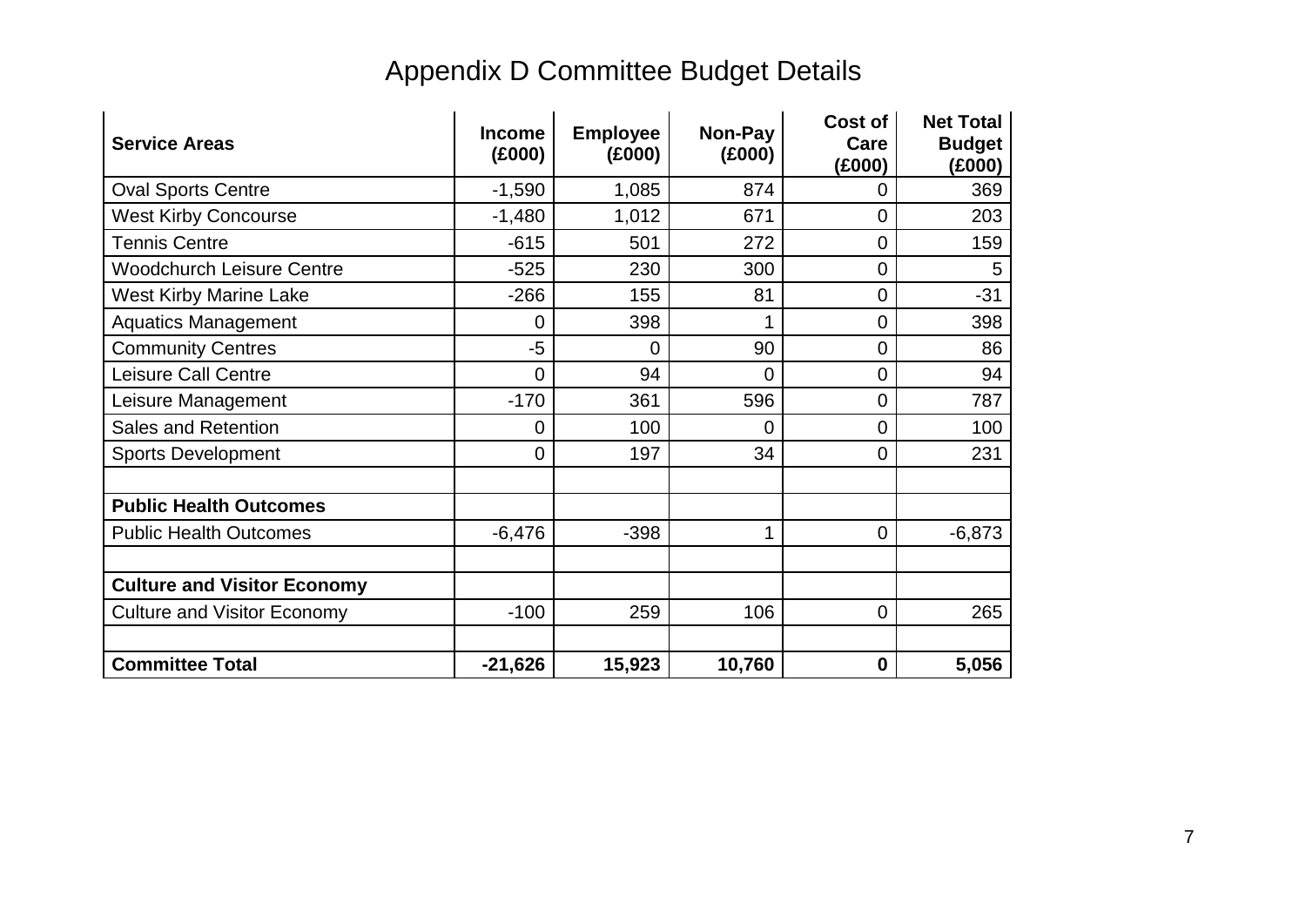# Appendix D Committee Budget Details

| Service Areas | Income (£000) | Employee (£000) | Non-Pay (£000) | Cost of Care (£000) | Net Total Budget (£000) |
|---|---|---|---|---|---|
| Oval Sports Centre | -1,590 | 1,085 | 874 | 0 | 369 |
| West Kirby Concourse | -1,480 | 1,012 | 671 | 0 | 203 |
| Tennis Centre | -615 | 501 | 272 | 0 | 159 |
| Woodchurch Leisure Centre | -525 | 230 | 300 | 0 | 5 |
| West Kirby Marine Lake | -266 | 155 | 81 | 0 | -31 |
| Aquatics Management | 0 | 398 | 1 | 0 | 398 |
| Community Centres | -5 | 0 | 90 | 0 | 86 |
| Leisure Call Centre | 0 | 94 | 0 | 0 | 94 |
| Leisure Management | -170 | 361 | 596 | 0 | 787 |
| Sales and Retention | 0 | 100 | 0 | 0 | 100 |
| Sports Development | 0 | 197 | 34 | 0 | 231 |
| | | | | | |
| **Public Health Outcomes** | | | | | |
| Public Health Outcomes | -6,476 | -398 | 1 | 0 | -6,873 |
| | | | | | |
| **Culture and Visitor Economy** | | | | | |
| Culture and Visitor Economy | -100 | 259 | 106 | 0 | 265 |
| | | | | | |
| **Committee Total** | **-21,626** | **15,923** | **10,760** | **0** | **5,056** |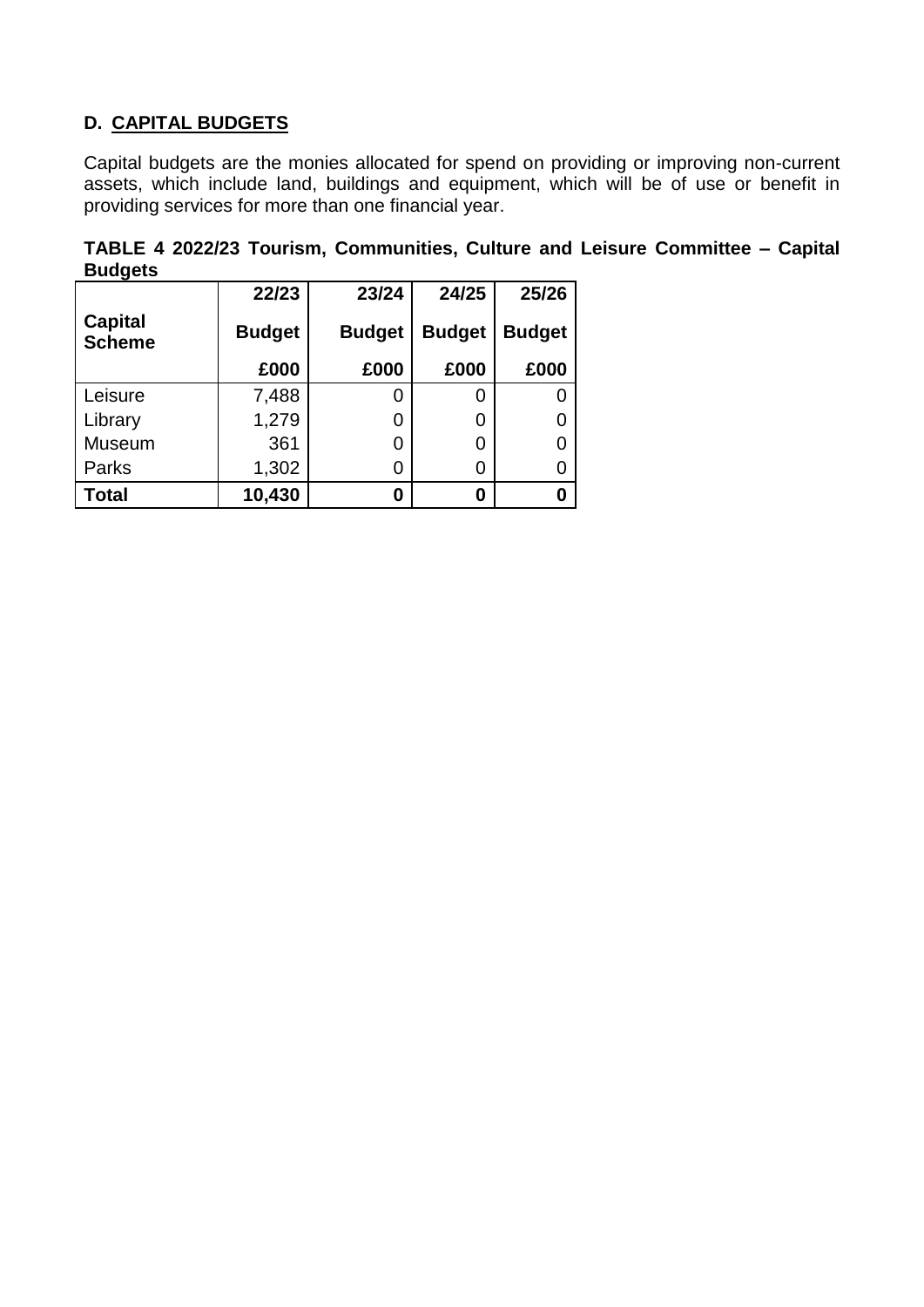## D. CAPITAL BUDGETS

Capital budgets are the monies allocated for spend on providing or improving non-current assets, which include land, buildings and equipment, which will be of use or benefit in providing services for more than one financial year.

**TABLE 4 2022/23 Tourism, Communities, Culture and Leisure Committee – Capital Budgets**

| Capital Scheme | 22/23 Budget £000 | 23/24 Budget £000 | 24/25 Budget £000 | 25/26 Budget £000 |
|---|---|---|---|---|
| Leisure | 7,488 | 0 | 0 | 0 |
| Library | 1,279 | 0 | 0 | 0 |
| Museum | 361 | 0 | 0 | 0 |
| Parks | 1,302 | 0 | 0 | 0 |
| **Total** | **10,430** | **0** | **0** | **0** |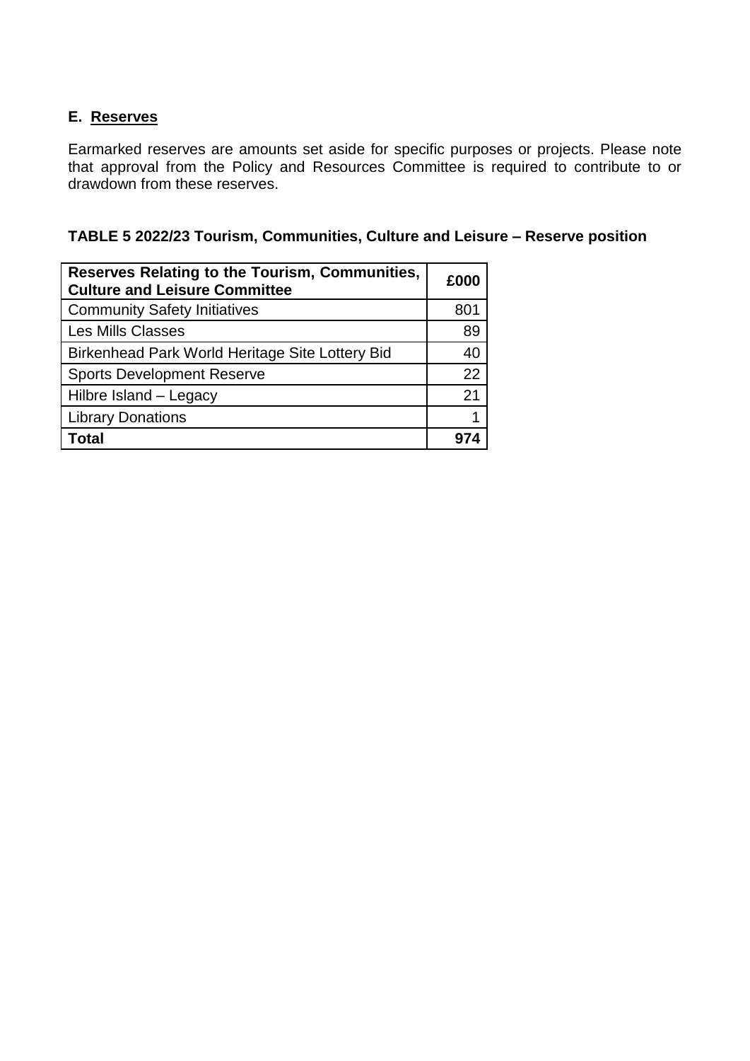## E. Reserves

Earmarked reserves are amounts set aside for specific purposes or projects. Please note that approval from the Policy and Resources Committee is required to contribute to or drawdown from these reserves.

**TABLE 5 2022/23 Tourism, Communities, Culture and Leisure – Reserve position**

| **Reserves Relating to the Tourism, Communities, Culture and Leisure Committee** | **£000** |
|---|---|
| Community Safety Initiatives | 801 |
| Les Mills Classes | 89 |
| Birkenhead Park World Heritage Site Lottery Bid | 40 |
| Sports Development Reserve | 22 |
| Hilbre Island – Legacy | 21 |
| Library Donations | 1 |
| **Total** | **974** |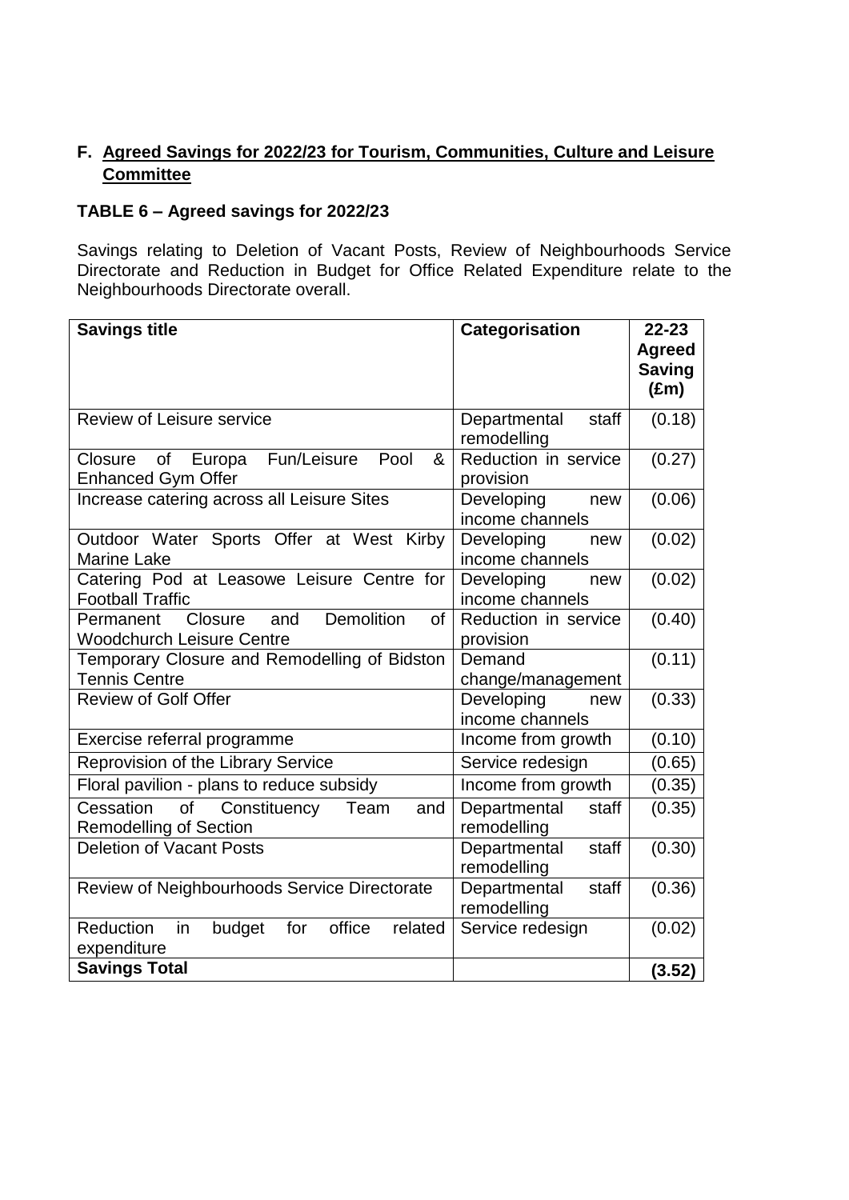## F. Agreed Savings for 2022/23 for Tourism, Communities, Culture and Leisure Committee

### TABLE 6 – Agreed savings for 2022/23

Savings relating to Deletion of Vacant Posts, Review of Neighbourhoods Service Directorate and Reduction in Budget for Office Related Expenditure relate to the Neighbourhoods Directorate overall.

| Savings title | Categorisation | 22-23 Agreed Saving (£m) |
|---|---|---|
| Review of Leisure service | Departmental staff remodelling | (0.18) |
| Closure of Europa Fun/Leisure Pool & Enhanced Gym Offer | Reduction in service provision | (0.27) |
| Increase catering across all Leisure Sites | Developing new income channels | (0.06) |
| Outdoor Water Sports Offer at West Kirby Marine Lake | Developing new income channels | (0.02) |
| Catering Pod at Leasowe Leisure Centre for Football Traffic | Developing new income channels | (0.02) |
| Permanent Closure and Demolition of Woodchurch Leisure Centre | Reduction in service provision | (0.40) |
| Temporary Closure and Remodelling of Bidston Tennis Centre | Demand change/management | (0.11) |
| Review of Golf Offer | Developing new income channels | (0.33) |
| Exercise referral programme | Income from growth | (0.10) |
| Reprovision of the Library Service | Service redesign | (0.65) |
| Floral pavilion - plans to reduce subsidy | Income from growth | (0.35) |
| Cessation of Constituency Team and Remodelling of Section | Departmental staff remodelling | (0.35) |
| Deletion of Vacant Posts | Departmental staff remodelling | (0.30) |
| Review of Neighbourhoods Service Directorate | Departmental staff remodelling | (0.36) |
| Reduction in budget for office related expenditure | Service redesign | (0.02) |
| **Savings Total** | | **(3.52)** |